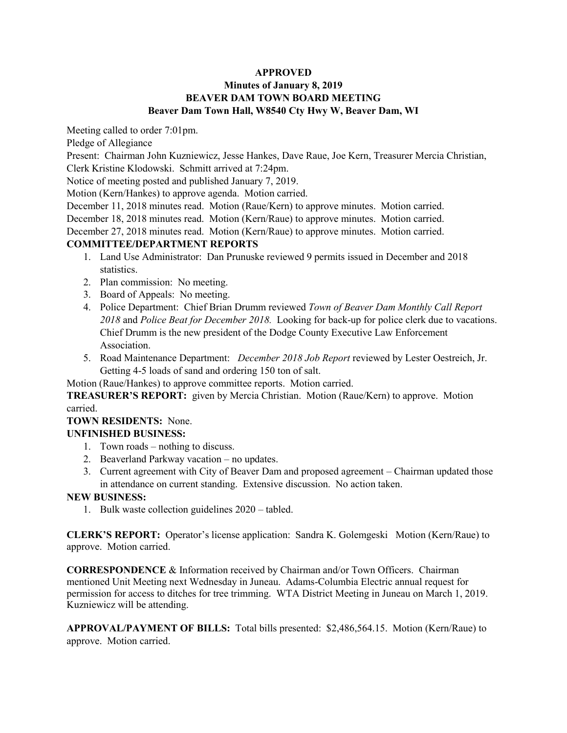**APPROVED**
**Minutes of January 8, 2019**
**BEAVER DAM TOWN BOARD MEETING**
**Beaver Dam Town Hall, W8540 Cty Hwy W, Beaver Dam, WI**

Meeting called to order 7:01pm.

Pledge of Allegiance

Present: Chairman John Kuzniewicz, Jesse Hankes, Dave Raue, Joe Kern, Treasurer Mercia Christian, Clerk Kristine Klodowski. Schmitt arrived at 7:24pm.

Notice of meeting posted and published January 7, 2019.

Motion (Kern/Hankes) to approve agenda. Motion carried.

December 11, 2018 minutes read. Motion (Raue/Kern) to approve minutes. Motion carried.

December 18, 2018 minutes read. Motion (Kern/Raue) to approve minutes. Motion carried.

December 27, 2018 minutes read. Motion (Kern/Raue) to approve minutes. Motion carried.

**COMMITTEE/DEPARTMENT REPORTS**

1. Land Use Administrator: Dan Prunuske reviewed 9 permits issued in December and 2018 statistics.
2. Plan commission: No meeting.
3. Board of Appeals: No meeting.
4. Police Department: Chief Brian Drumm reviewed *Town of Beaver Dam Monthly Call Report 2018* and *Police Beat for December 2018.* Looking for back-up for police clerk due to vacations. Chief Drumm is the new president of the Dodge County Executive Law Enforcement Association.
5. Road Maintenance Department: *December 2018 Job Report* reviewed by Lester Oestreich, Jr. Getting 4-5 loads of sand and ordering 150 ton of salt.

Motion (Raue/Hankes) to approve committee reports. Motion carried.

**TREASURER'S REPORT:** given by Mercia Christian. Motion (Raue/Kern) to approve. Motion carried.

**TOWN RESIDENTS:** None.

**UNFINISHED BUSINESS:**

1. Town roads – nothing to discuss.
2. Beaverland Parkway vacation – no updates.
3. Current agreement with City of Beaver Dam and proposed agreement – Chairman updated those in attendance on current standing. Extensive discussion. No action taken.

**NEW BUSINESS:**

1. Bulk waste collection guidelines 2020 – tabled.

**CLERK'S REPORT:** Operator's license application: Sandra K. Golemgeski Motion (Kern/Raue) to approve. Motion carried.

**CORRESPONDENCE** & Information received by Chairman and/or Town Officers. Chairman mentioned Unit Meeting next Wednesday in Juneau. Adams-Columbia Electric annual request for permission for access to ditches for tree trimming. WTA District Meeting in Juneau on March 1, 2019. Kuzniewicz will be attending.

**APPROVAL/PAYMENT OF BILLS:** Total bills presented: $2,486,564.15. Motion (Kern/Raue) to approve. Motion carried.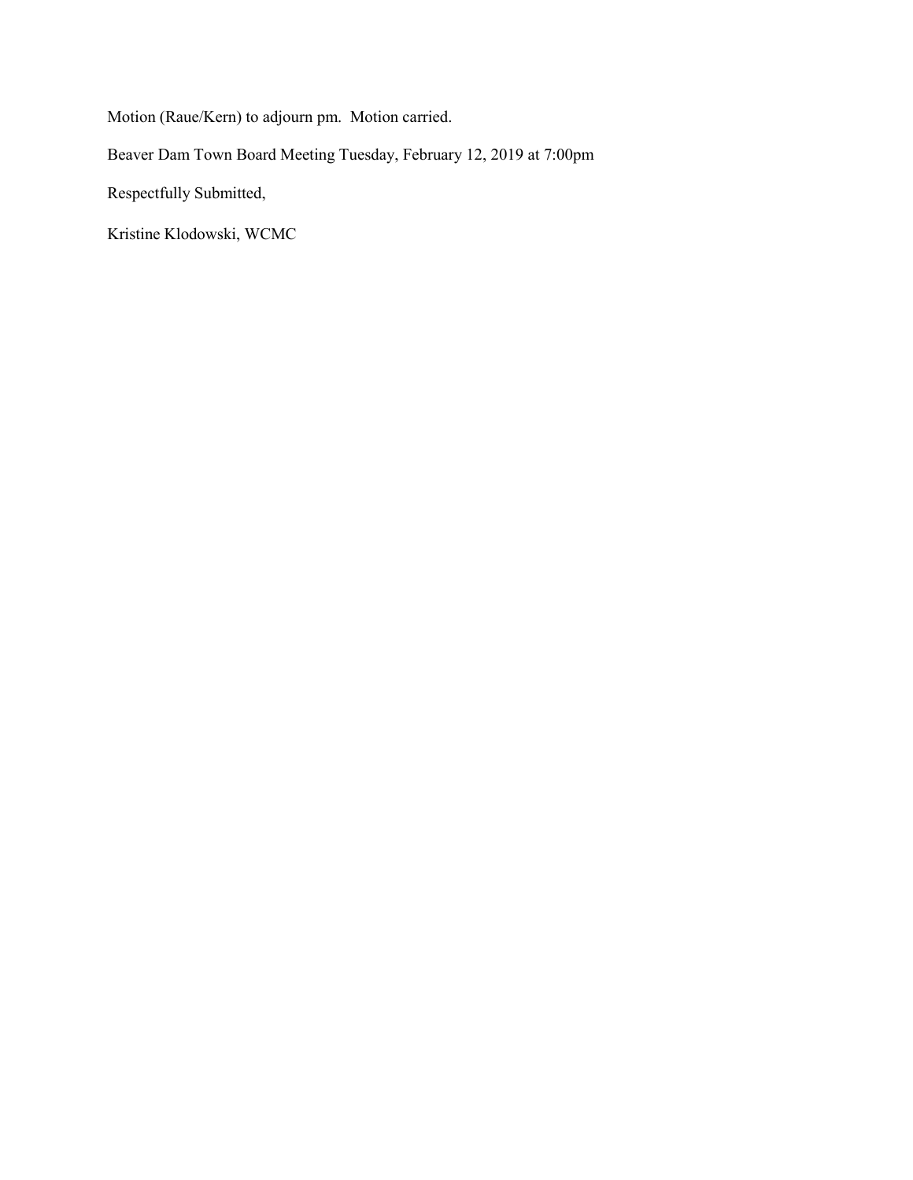Motion (Raue/Kern) to adjourn pm.  Motion carried.

Beaver Dam Town Board Meeting Tuesday, February 12, 2019 at 7:00pm

Respectfully Submitted,

Kristine Klodowski, WCMC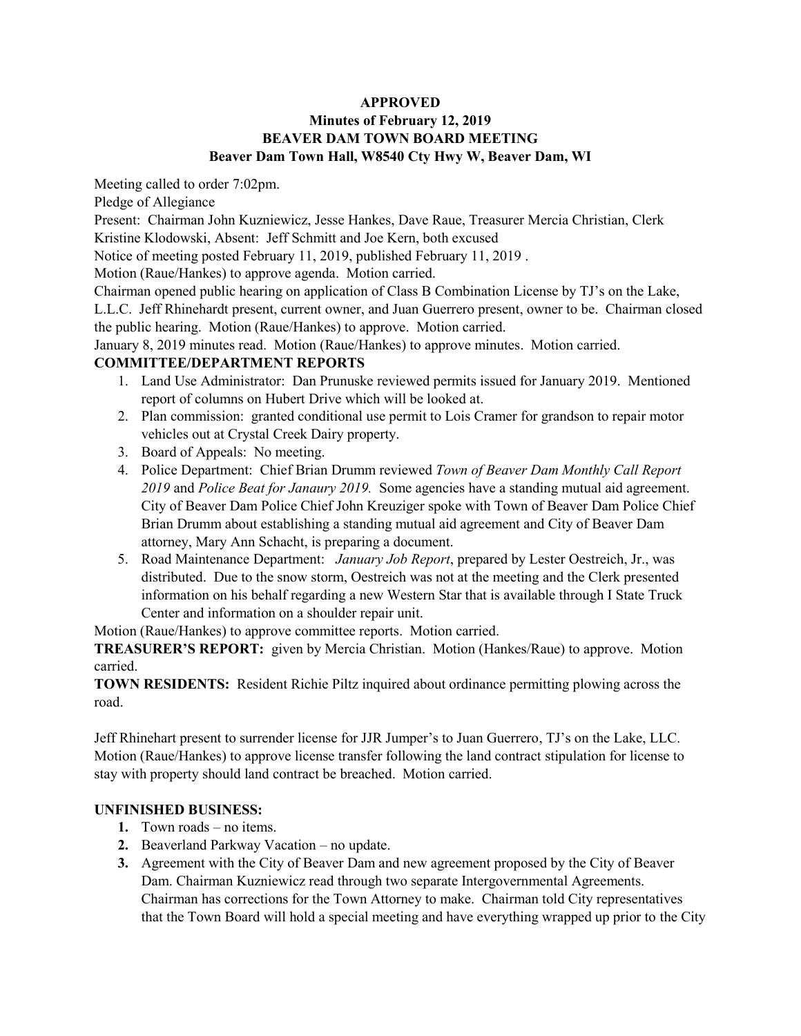**APPROVED**
**Minutes of February 12, 2019**
**BEAVER DAM TOWN BOARD MEETING**
**Beaver Dam Town Hall, W8540 Cty Hwy W, Beaver Dam, WI**

Meeting called to order 7:02pm.

Pledge of Allegiance

Present: Chairman John Kuzniewicz, Jesse Hankes, Dave Raue, Treasurer Mercia Christian, Clerk Kristine Klodowski, Absent: Jeff Schmitt and Joe Kern, both excused

Notice of meeting posted February 11, 2019, published February 11, 2019 .

Motion (Raue/Hankes) to approve agenda. Motion carried.

Chairman opened public hearing on application of Class B Combination License by TJ's on the Lake, L.L.C. Jeff Rhinehardt present, current owner, and Juan Guerrero present, owner to be. Chairman closed the public hearing. Motion (Raue/Hankes) to approve. Motion carried.

January 8, 2019 minutes read. Motion (Raue/Hankes) to approve minutes. Motion carried.

**COMMITTEE/DEPARTMENT REPORTS**

1. Land Use Administrator: Dan Prunuske reviewed permits issued for January 2019. Mentioned report of columns on Hubert Drive which will be looked at.
2. Plan commission: granted conditional use permit to Lois Cramer for grandson to repair motor vehicles out at Crystal Creek Dairy property.
3. Board of Appeals: No meeting.
4. Police Department: Chief Brian Drumm reviewed *Town of Beaver Dam Monthly Call Report 2019* and *Police Beat for Janaury 2019.* Some agencies have a standing mutual aid agreement. City of Beaver Dam Police Chief John Kreuziger spoke with Town of Beaver Dam Police Chief Brian Drumm about establishing a standing mutual aid agreement and City of Beaver Dam attorney, Mary Ann Schacht, is preparing a document.
5. Road Maintenance Department: *January Job Report*, prepared by Lester Oestreich, Jr., was distributed. Due to the snow storm, Oestreich was not at the meeting and the Clerk presented information on his behalf regarding a new Western Star that is available through I State Truck Center and information on a shoulder repair unit.

Motion (Raue/Hankes) to approve committee reports. Motion carried.

**TREASURER'S REPORT:** given by Mercia Christian. Motion (Hankes/Raue) to approve. Motion carried.

**TOWN RESIDENTS:** Resident Richie Piltz inquired about ordinance permitting plowing across the road.

Jeff Rhinehart present to surrender license for JJR Jumper's to Juan Guerrero, TJ's on the Lake, LLC. Motion (Raue/Hankes) to approve license transfer following the land contract stipulation for license to stay with property should land contract be breached. Motion carried.

**UNFINISHED BUSINESS:**

1. Town roads – no items.
2. Beaverland Parkway Vacation – no update.
3. Agreement with the City of Beaver Dam and new agreement proposed by the City of Beaver Dam. Chairman Kuzniewicz read through two separate Intergovernmental Agreements. Chairman has corrections for the Town Attorney to make. Chairman told City representatives that the Town Board will hold a special meeting and have everything wrapped up prior to the City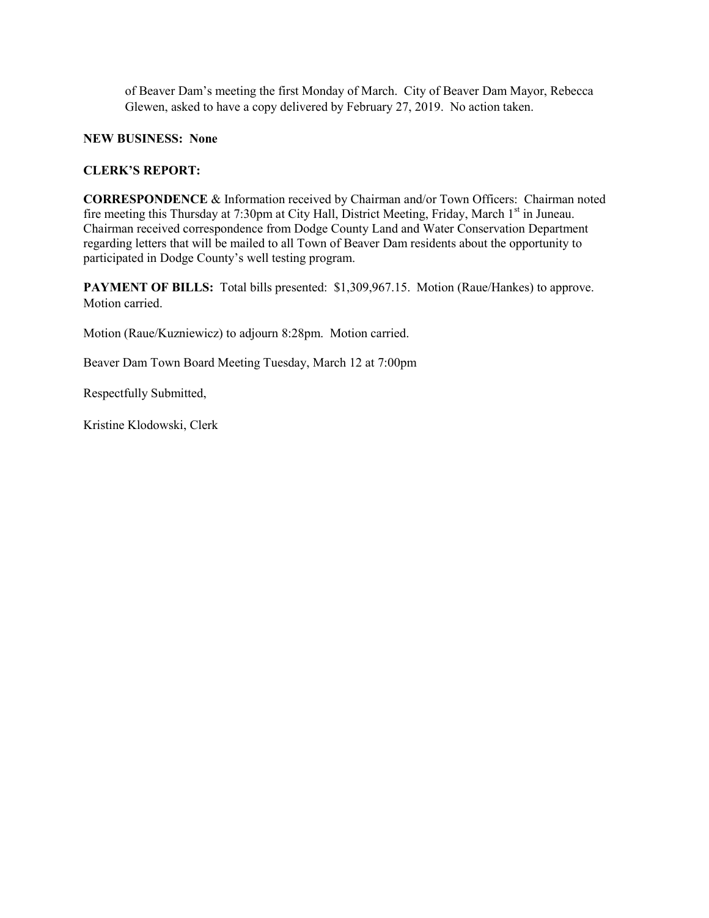of Beaver Dam's meeting the first Monday of March. City of Beaver Dam Mayor, Rebecca Glewen, asked to have a copy delivered by February 27, 2019. No action taken.

**NEW BUSINESS: None**

**CLERK'S REPORT:**

**CORRESPONDENCE** & Information received by Chairman and/or Town Officers: Chairman noted fire meeting this Thursday at 7:30pm at City Hall, District Meeting, Friday, March 1st in Juneau. Chairman received correspondence from Dodge County Land and Water Conservation Department regarding letters that will be mailed to all Town of Beaver Dam residents about the opportunity to participated in Dodge County's well testing program.

**PAYMENT OF BILLS:** Total bills presented: $1,309,967.15. Motion (Raue/Hankes) to approve. Motion carried.

Motion (Raue/Kuzniewicz) to adjourn 8:28pm. Motion carried.

Beaver Dam Town Board Meeting Tuesday, March 12 at 7:00pm

Respectfully Submitted,

Kristine Klodowski, Clerk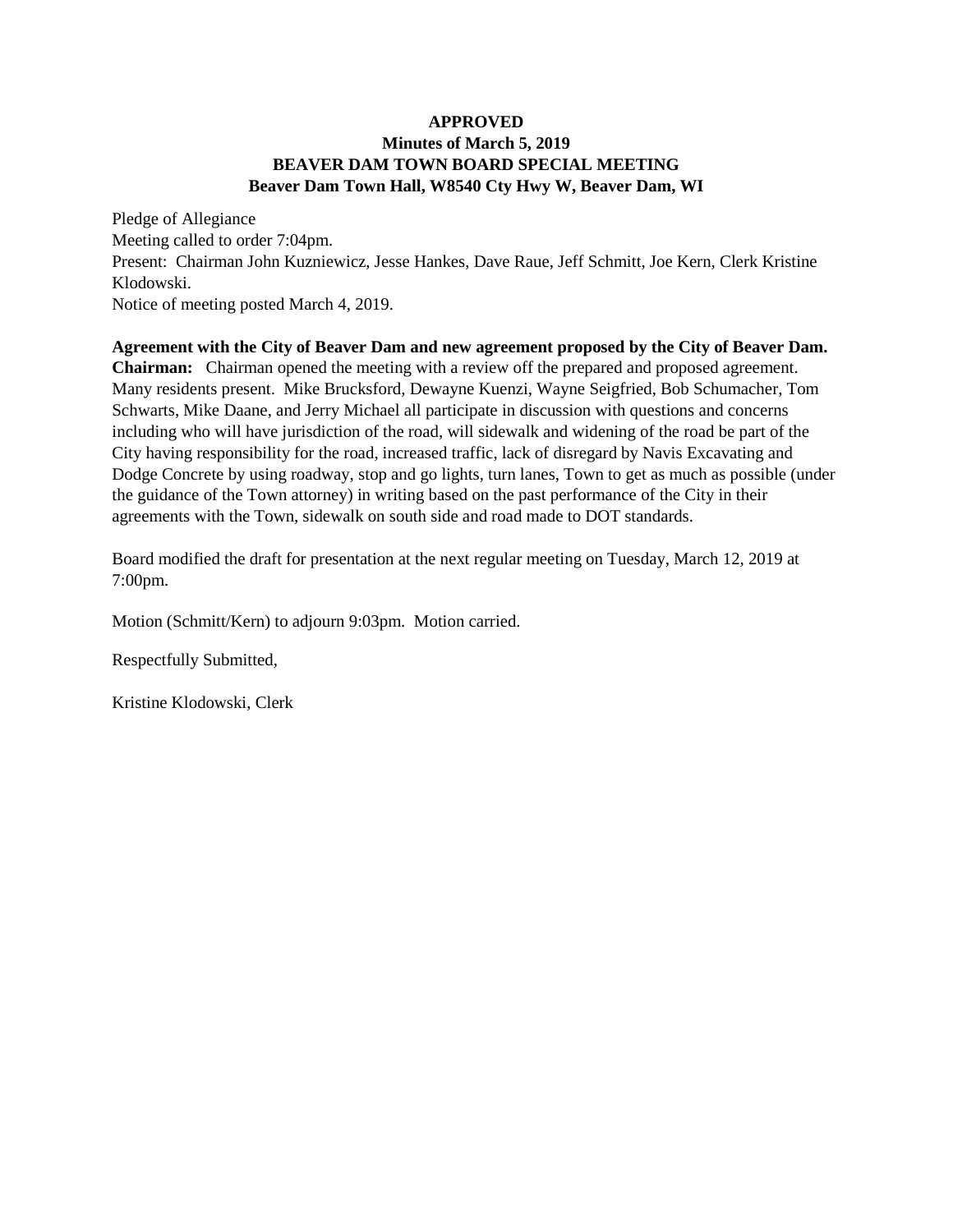**APPROVED**
**Minutes of March 5, 2019**
**BEAVER DAM TOWN BOARD SPECIAL MEETING**
**Beaver Dam Town Hall, W8540 Cty Hwy W, Beaver Dam, WI**

Pledge of Allegiance
Meeting called to order 7:04pm.
Present: Chairman John Kuzniewicz, Jesse Hankes, Dave Raue, Jeff Schmitt, Joe Kern, Clerk Kristine Klodowski.
Notice of meeting posted March 4, 2019.

**Agreement with the City of Beaver Dam and new agreement proposed by the City of Beaver Dam.**
**Chairman:** Chairman opened the meeting with a review off the prepared and proposed agreement. Many residents present. Mike Brucksford, Dewayne Kuenzi, Wayne Seigfried, Bob Schumacher, Tom Schwarts, Mike Daane, and Jerry Michael all participate in discussion with questions and concerns including who will have jurisdiction of the road, will sidewalk and widening of the road be part of the City having responsibility for the road, increased traffic, lack of disregard by Navis Excavating and Dodge Concrete by using roadway, stop and go lights, turn lanes, Town to get as much as possible (under the guidance of the Town attorney) in writing based on the past performance of the City in their agreements with the Town, sidewalk on south side and road made to DOT standards.

Board modified the draft for presentation at the next regular meeting on Tuesday, March 12, 2019 at 7:00pm.

Motion (Schmitt/Kern) to adjourn 9:03pm. Motion carried.

Respectfully Submitted,

Kristine Klodowski, Clerk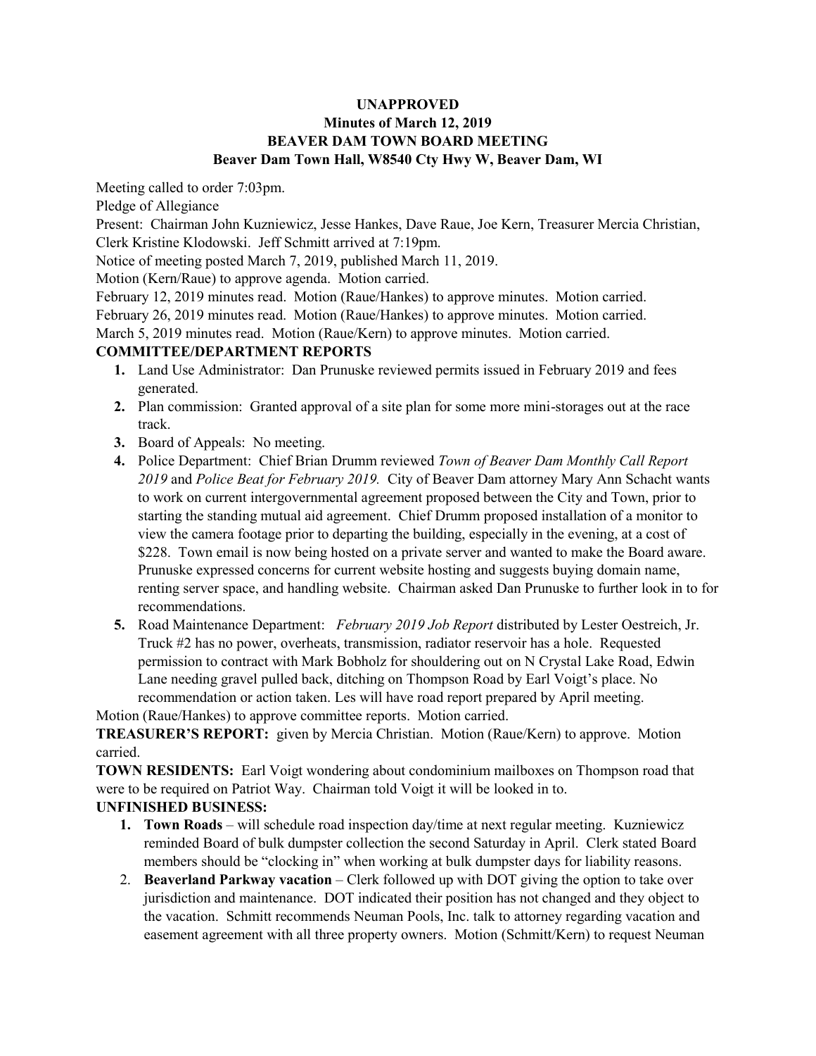**UNAPPROVED**
**Minutes of March 12, 2019**
**BEAVER DAM TOWN BOARD MEETING**
**Beaver Dam Town Hall, W8540 Cty Hwy W, Beaver Dam, WI**

Meeting called to order 7:03pm.

Pledge of Allegiance

Present: Chairman John Kuzniewicz, Jesse Hankes, Dave Raue, Joe Kern, Treasurer Mercia Christian, Clerk Kristine Klodowski. Jeff Schmitt arrived at 7:19pm.

Notice of meeting posted March 7, 2019, published March 11, 2019.

Motion (Kern/Raue) to approve agenda. Motion carried.

February 12, 2019 minutes read. Motion (Raue/Hankes) to approve minutes. Motion carried.

February 26, 2019 minutes read. Motion (Raue/Hankes) to approve minutes. Motion carried.

March 5, 2019 minutes read. Motion (Raue/Kern) to approve minutes. Motion carried.

**COMMITTEE/DEPARTMENT REPORTS**

1. Land Use Administrator: Dan Prunuske reviewed permits issued in February 2019 and fees generated.
2. Plan commission: Granted approval of a site plan for some more mini-storages out at the race track.
3. Board of Appeals: No meeting.
4. Police Department: Chief Brian Drumm reviewed *Town of Beaver Dam Monthly Call Report 2019* and *Police Beat for February 2019.* City of Beaver Dam attorney Mary Ann Schacht wants to work on current intergovernmental agreement proposed between the City and Town, prior to starting the standing mutual aid agreement. Chief Drumm proposed installation of a monitor to view the camera footage prior to departing the building, especially in the evening, at a cost of $228. Town email is now being hosted on a private server and wanted to make the Board aware. Prunuske expressed concerns for current website hosting and suggests buying domain name, renting server space, and handling website. Chairman asked Dan Prunuske to further look in to for recommendations.
5. Road Maintenance Department: *February 2019 Job Report* distributed by Lester Oestreich, Jr. Truck #2 has no power, overheats, transmission, radiator reservoir has a hole. Requested permission to contract with Mark Bobholz for shouldering out on N Crystal Lake Road, Edwin Lane needing gravel pulled back, ditching on Thompson Road by Earl Voigt's place. No recommendation or action taken. Les will have road report prepared by April meeting.

Motion (Raue/Hankes) to approve committee reports. Motion carried.

**TREASURER'S REPORT:** given by Mercia Christian. Motion (Raue/Kern) to approve. Motion carried.

**TOWN RESIDENTS:** Earl Voigt wondering about condominium mailboxes on Thompson road that were to be required on Patriot Way. Chairman told Voigt it will be looked in to.

**UNFINISHED BUSINESS:**

1. **Town Roads** – will schedule road inspection day/time at next regular meeting. Kuzniewicz reminded Board of bulk dumpster collection the second Saturday in April. Clerk stated Board members should be "clocking in" when working at bulk dumpster days for liability reasons.
2. **Beaverland Parkway vacation** – Clerk followed up with DOT giving the option to take over jurisdiction and maintenance. DOT indicated their position has not changed and they object to the vacation. Schmitt recommends Neuman Pools, Inc. talk to attorney regarding vacation and easement agreement with all three property owners. Motion (Schmitt/Kern) to request Neuman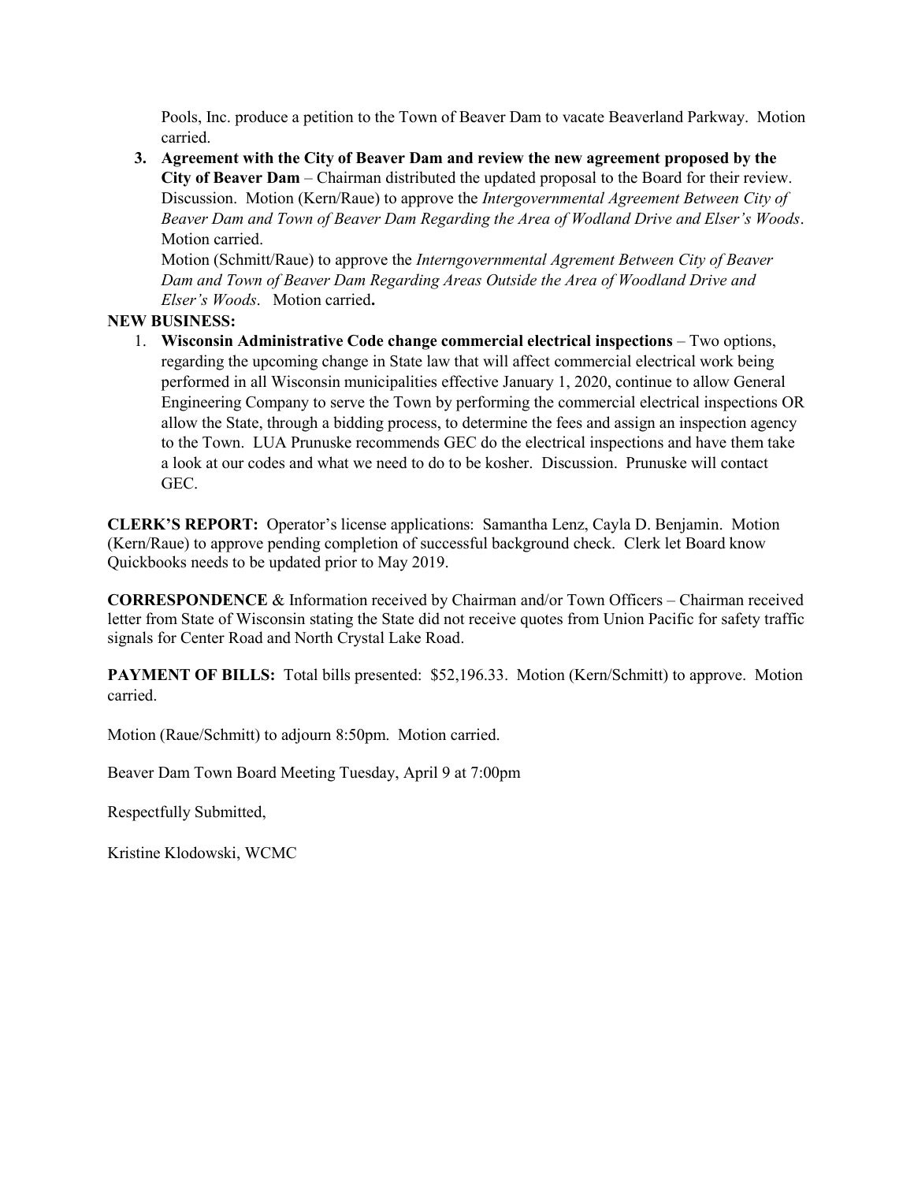Pools, Inc. produce a petition to the Town of Beaver Dam to vacate Beaverland Parkway. Motion carried.

3. **Agreement with the City of Beaver Dam and review the new agreement proposed by the City of Beaver Dam** – Chairman distributed the updated proposal to the Board for their review. Discussion. Motion (Kern/Raue) to approve the *Intergovernmental Agreement Between City of Beaver Dam and Town of Beaver Dam Regarding the Area of Wodland Drive and Elser's Woods*. Motion carried.

   Motion (Schmitt/Raue) to approve the *Interngovernmental Agrement Between City of Beaver Dam and Town of Beaver Dam Regarding Areas Outside the Area of Woodland Drive and Elser's Woods*. Motion carried**.**

**NEW BUSINESS:**

1. **Wisconsin Administrative Code change commercial electrical inspections** – Two options, regarding the upcoming change in State law that will affect commercial electrical work being performed in all Wisconsin municipalities effective January 1, 2020, continue to allow General Engineering Company to serve the Town by performing the commercial electrical inspections OR allow the State, through a bidding process, to determine the fees and assign an inspection agency to the Town. LUA Prunuske recommends GEC do the electrical inspections and have them take a look at our codes and what we need to do to be kosher. Discussion. Prunuske will contact GEC.

**CLERK'S REPORT:** Operator's license applications: Samantha Lenz, Cayla D. Benjamin. Motion (Kern/Raue) to approve pending completion of successful background check. Clerk let Board know Quickbooks needs to be updated prior to May 2019.

**CORRESPONDENCE** & Information received by Chairman and/or Town Officers – Chairman received letter from State of Wisconsin stating the State did not receive quotes from Union Pacific for safety traffic signals for Center Road and North Crystal Lake Road.

**PAYMENT OF BILLS:** Total bills presented: $52,196.33. Motion (Kern/Schmitt) to approve. Motion carried.

Motion (Raue/Schmitt) to adjourn 8:50pm. Motion carried.

Beaver Dam Town Board Meeting Tuesday, April 9 at 7:00pm

Respectfully Submitted,

Kristine Klodowski, WCMC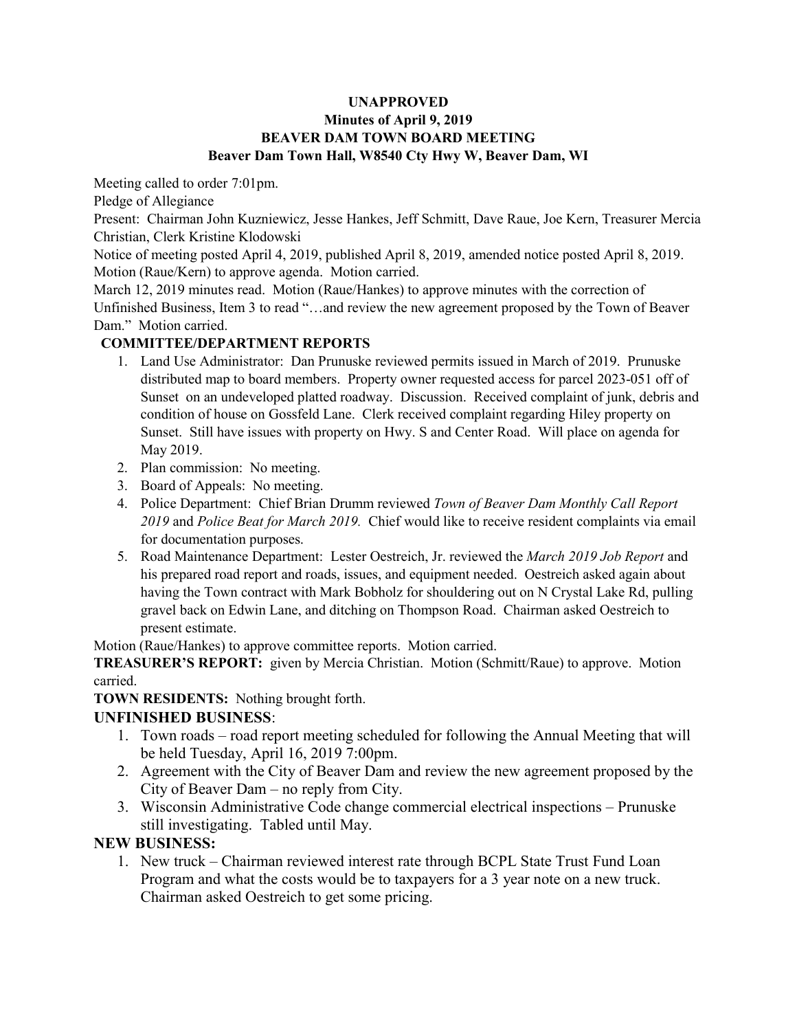**UNAPPROVED**
**Minutes of April 9, 2019**
**BEAVER DAM TOWN BOARD MEETING**
**Beaver Dam Town Hall, W8540 Cty Hwy W, Beaver Dam, WI**

Meeting called to order 7:01pm.

Pledge of Allegiance

Present: Chairman John Kuzniewicz, Jesse Hankes, Jeff Schmitt, Dave Raue, Joe Kern, Treasurer Mercia Christian, Clerk Kristine Klodowski

Notice of meeting posted April 4, 2019, published April 8, 2019, amended notice posted April 8, 2019.

Motion (Raue/Kern) to approve agenda. Motion carried.

March 12, 2019 minutes read. Motion (Raue/Hankes) to approve minutes with the correction of Unfinished Business, Item 3 to read "…and review the new agreement proposed by the Town of Beaver Dam." Motion carried.

**COMMITTEE/DEPARTMENT REPORTS**

1. Land Use Administrator: Dan Prunuske reviewed permits issued in March of 2019. Prunuske distributed map to board members. Property owner requested access for parcel 2023-051 off of Sunset on an undeveloped platted roadway. Discussion. Received complaint of junk, debris and condition of house on Gossfeld Lane. Clerk received complaint regarding Hiley property on Sunset. Still have issues with property on Hwy. S and Center Road. Will place on agenda for May 2019.
2. Plan commission: No meeting.
3. Board of Appeals: No meeting.
4. Police Department: Chief Brian Drumm reviewed *Town of Beaver Dam Monthly Call Report 2019* and *Police Beat for March 2019.* Chief would like to receive resident complaints via email for documentation purposes.
5. Road Maintenance Department: Lester Oestreich, Jr. reviewed the *March 2019 Job Report* and his prepared road report and roads, issues, and equipment needed. Oestreich asked again about having the Town contract with Mark Bobholz for shouldering out on N Crystal Lake Rd, pulling gravel back on Edwin Lane, and ditching on Thompson Road. Chairman asked Oestreich to present estimate.

Motion (Raue/Hankes) to approve committee reports. Motion carried.

**TREASURER'S REPORT:** given by Mercia Christian. Motion (Schmitt/Raue) to approve. Motion carried.

**TOWN RESIDENTS:** Nothing brought forth.

**UNFINISHED BUSINESS**:

1. Town roads – road report meeting scheduled for following the Annual Meeting that will be held Tuesday, April 16, 2019 7:00pm.
2. Agreement with the City of Beaver Dam and review the new agreement proposed by the City of Beaver Dam – no reply from City.
3. Wisconsin Administrative Code change commercial electrical inspections – Prunuske still investigating. Tabled until May.

**NEW BUSINESS:**

1. New truck – Chairman reviewed interest rate through BCPL State Trust Fund Loan Program and what the costs would be to taxpayers for a 3 year note on a new truck. Chairman asked Oestreich to get some pricing.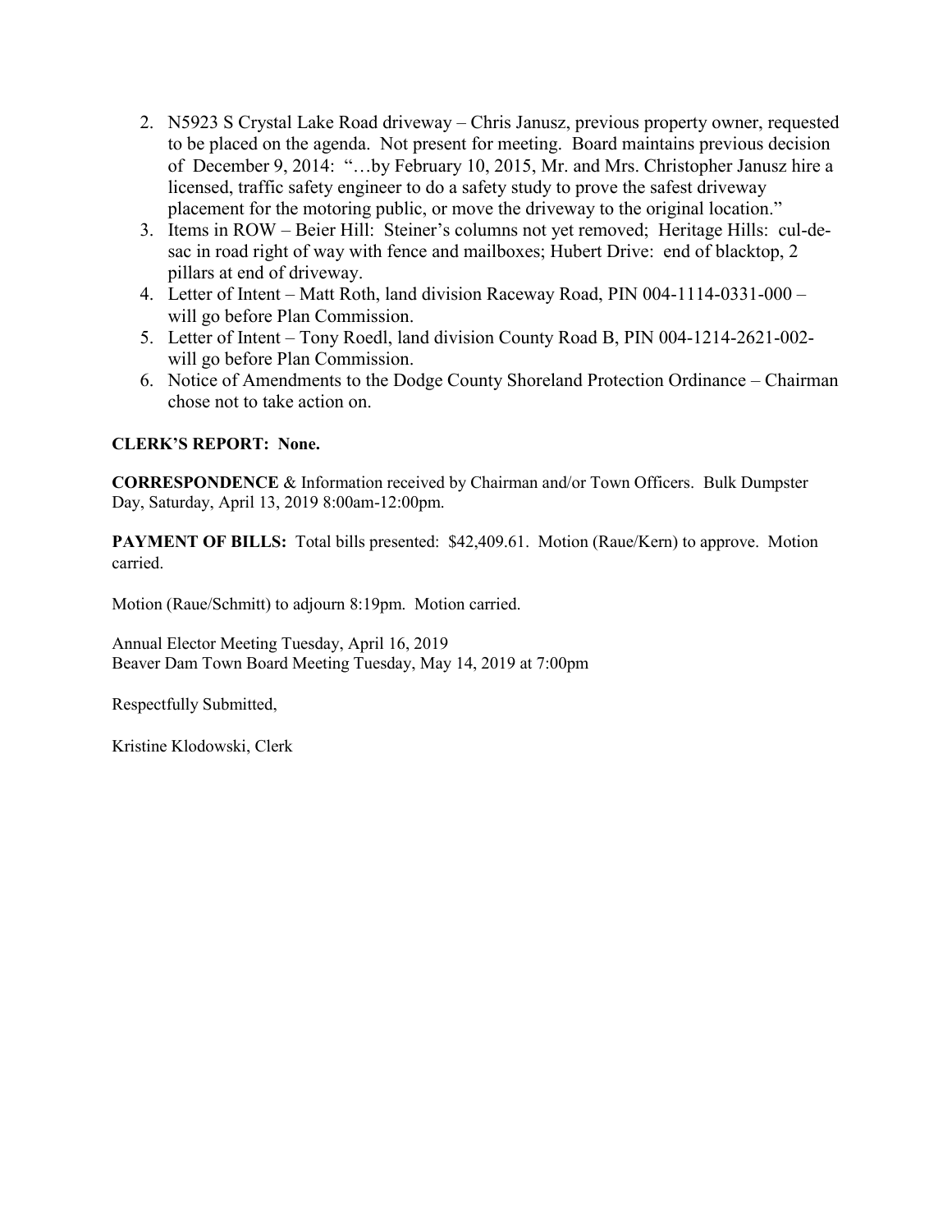2. N5923 S Crystal Lake Road driveway – Chris Janusz, previous property owner, requested to be placed on the agenda. Not present for meeting. Board maintains previous decision of December 9, 2014: "…by February 10, 2015, Mr. and Mrs. Christopher Janusz hire a licensed, traffic safety engineer to do a safety study to prove the safest driveway placement for the motoring public, or move the driveway to the original location."
3. Items in ROW – Beier Hill: Steiner's columns not yet removed; Heritage Hills: cul-de-sac in road right of way with fence and mailboxes; Hubert Drive: end of blacktop, 2 pillars at end of driveway.
4. Letter of Intent – Matt Roth, land division Raceway Road, PIN 004-1114-0331-000 – will go before Plan Commission.
5. Letter of Intent – Tony Roedl, land division County Road B, PIN 004-1214-2621-002- will go before Plan Commission.
6. Notice of Amendments to the Dodge County Shoreland Protection Ordinance – Chairman chose not to take action on.

**CLERK'S REPORT: None.**

**CORRESPONDENCE** & Information received by Chairman and/or Town Officers. Bulk Dumpster Day, Saturday, April 13, 2019 8:00am-12:00pm.

**PAYMENT OF BILLS:** Total bills presented: $42,409.61. Motion (Raue/Kern) to approve. Motion carried.

Motion (Raue/Schmitt) to adjourn 8:19pm. Motion carried.

Annual Elector Meeting Tuesday, April 16, 2019
Beaver Dam Town Board Meeting Tuesday, May 14, 2019 at 7:00pm

Respectfully Submitted,

Kristine Klodowski, Clerk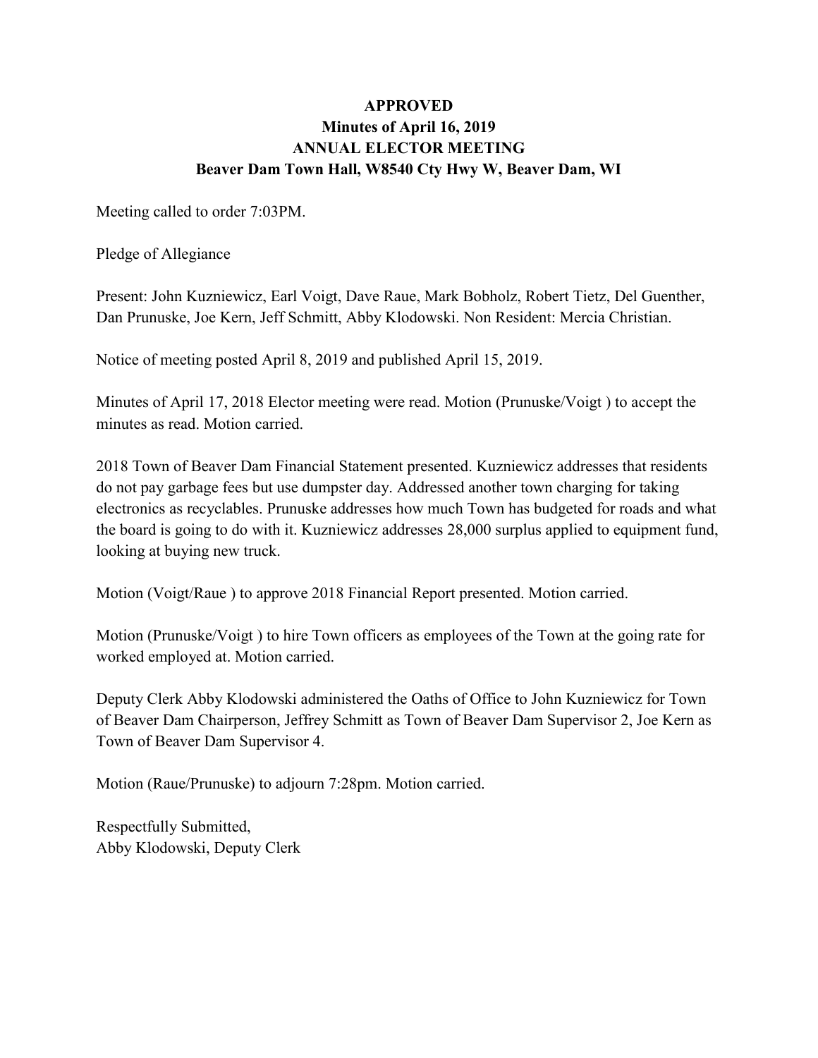**APPROVED**
**Minutes of April 16, 2019**
**ANNUAL ELECTOR MEETING**
**Beaver Dam Town Hall, W8540 Cty Hwy W, Beaver Dam, WI**

Meeting called to order 7:03PM.

Pledge of Allegiance

Present: John Kuzniewicz, Earl Voigt, Dave Raue, Mark Bobholz, Robert Tietz, Del Guenther, Dan Prunuske, Joe Kern, Jeff Schmitt, Abby Klodowski. Non Resident: Mercia Christian.

Notice of meeting posted April 8, 2019 and published April 15, 2019.

Minutes of April 17, 2018 Elector meeting were read. Motion (Prunuske/Voigt ) to accept the minutes as read. Motion carried.

2018 Town of Beaver Dam Financial Statement presented. Kuzniewicz addresses that residents do not pay garbage fees but use dumpster day. Addressed another town charging for taking electronics as recyclables. Prunuske addresses how much Town has budgeted for roads and what the board is going to do with it. Kuzniewicz addresses 28,000 surplus applied to equipment fund, looking at buying new truck.

Motion (Voigt/Raue ) to approve 2018 Financial Report presented. Motion carried.

Motion (Prunuske/Voigt ) to hire Town officers as employees of the Town at the going rate for worked employed at. Motion carried.

Deputy Clerk Abby Klodowski administered the Oaths of Office to John Kuzniewicz for Town of Beaver Dam Chairperson, Jeffrey Schmitt as Town of Beaver Dam Supervisor 2, Joe Kern as Town of Beaver Dam Supervisor 4.

Motion (Raue/Prunuske) to adjourn 7:28pm. Motion carried.

Respectfully Submitted,
Abby Klodowski, Deputy Clerk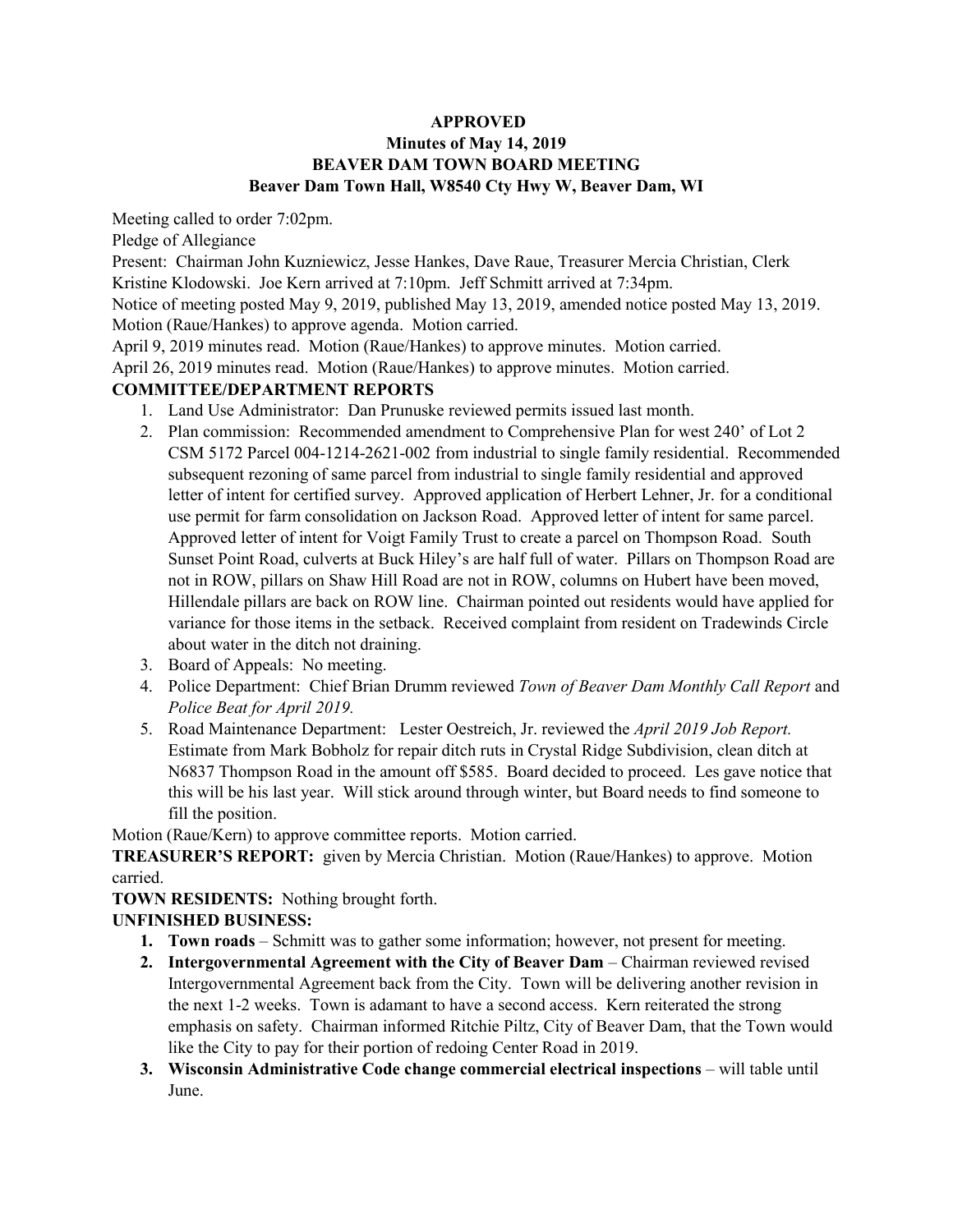**APPROVED**
**Minutes of May 14, 2019**
**BEAVER DAM TOWN BOARD MEETING**
**Beaver Dam Town Hall, W8540 Cty Hwy W, Beaver Dam, WI**

Meeting called to order 7:02pm.
Pledge of Allegiance
Present: Chairman John Kuzniewicz, Jesse Hankes, Dave Raue, Treasurer Mercia Christian, Clerk Kristine Klodowski. Joe Kern arrived at 7:10pm. Jeff Schmitt arrived at 7:34pm.
Notice of meeting posted May 9, 2019, published May 13, 2019, amended notice posted May 13, 2019.
Motion (Raue/Hankes) to approve agenda. Motion carried.
April 9, 2019 minutes read. Motion (Raue/Hankes) to approve minutes. Motion carried.
April 26, 2019 minutes read. Motion (Raue/Hankes) to approve minutes. Motion carried.

**COMMITTEE/DEPARTMENT REPORTS**

1. Land Use Administrator: Dan Prunuske reviewed permits issued last month.
2. Plan commission: Recommended amendment to Comprehensive Plan for west 240' of Lot 2 CSM 5172 Parcel 004-1214-2621-002 from industrial to single family residential. Recommended subsequent rezoning of same parcel from industrial to single family residential and approved letter of intent for certified survey. Approved application of Herbert Lehner, Jr. for a conditional use permit for farm consolidation on Jackson Road. Approved letter of intent for same parcel. Approved letter of intent for Voigt Family Trust to create a parcel on Thompson Road. South Sunset Point Road, culverts at Buck Hiley's are half full of water. Pillars on Thompson Road are not in ROW, pillars on Shaw Hill Road are not in ROW, columns on Hubert have been moved, Hillendale pillars are back on ROW line. Chairman pointed out residents would have applied for variance for those items in the setback. Received complaint from resident on Tradewinds Circle about water in the ditch not draining.
3. Board of Appeals: No meeting.
4. Police Department: Chief Brian Drumm reviewed *Town of Beaver Dam Monthly Call Report* and *Police Beat for April 2019.*
5. Road Maintenance Department: Lester Oestreich, Jr. reviewed the *April 2019 Job Report.* Estimate from Mark Bobholz for repair ditch ruts in Crystal Ridge Subdivision, clean ditch at N6837 Thompson Road in the amount off $585. Board decided to proceed. Les gave notice that this will be his last year. Will stick around through winter, but Board needs to find someone to fill the position.

Motion (Raue/Kern) to approve committee reports. Motion carried.

**TREASURER'S REPORT:** given by Mercia Christian. Motion (Raue/Hankes) to approve. Motion carried.

**TOWN RESIDENTS:** Nothing brought forth.

**UNFINISHED BUSINESS:**

1. **Town roads** – Schmitt was to gather some information; however, not present for meeting.
2. **Intergovernmental Agreement with the City of Beaver Dam** – Chairman reviewed revised Intergovernmental Agreement back from the City. Town will be delivering another revision in the next 1-2 weeks. Town is adamant to have a second access. Kern reiterated the strong emphasis on safety. Chairman informed Ritchie Piltz, City of Beaver Dam, that the Town would like the City to pay for their portion of redoing Center Road in 2019.
3. **Wisconsin Administrative Code change commercial electrical inspections** – will table until June.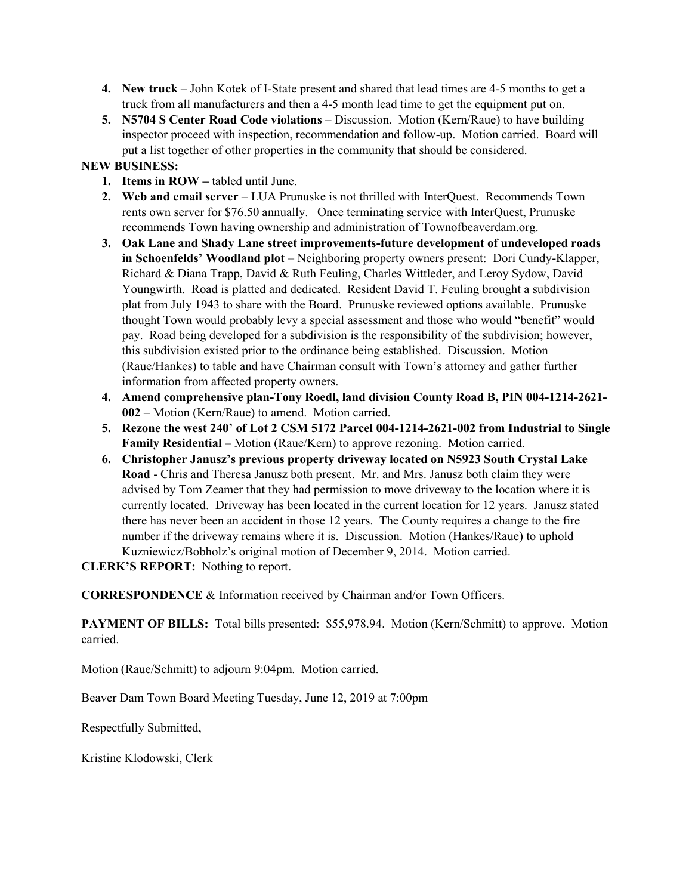4. **New truck** – John Kotek of I-State present and shared that lead times are 4-5 months to get a truck from all manufacturers and then a 4-5 month lead time to get the equipment put on.
5. **N5704 S Center Road Code violations** – Discussion. Motion (Kern/Raue) to have building inspector proceed with inspection, recommendation and follow-up. Motion carried. Board will put a list together of other properties in the community that should be considered.

**NEW BUSINESS:**

1. **Items in ROW –** tabled until June.
2. **Web and email server** – LUA Prunuske is not thrilled with InterQuest. Recommends Town rents own server for $76.50 annually. Once terminating service with InterQuest, Prunuske recommends Town having ownership and administration of Townofbeaverdam.org.
3. **Oak Lane and Shady Lane street improvements-future development of undeveloped roads in Schoenfelds' Woodland plot** – Neighboring property owners present: Dori Cundy-Klapper, Richard & Diana Trapp, David & Ruth Feuling, Charles Wittleder, and Leroy Sydow, David Youngwirth. Road is platted and dedicated. Resident David T. Feuling brought a subdivision plat from July 1943 to share with the Board. Prunuske reviewed options available. Prunuske thought Town would probably levy a special assessment and those who would "benefit" would pay. Road being developed for a subdivision is the responsibility of the subdivision; however, this subdivision existed prior to the ordinance being established. Discussion. Motion (Raue/Hankes) to table and have Chairman consult with Town's attorney and gather further information from affected property owners.
4. **Amend comprehensive plan-Tony Roedl, land division County Road B, PIN 004-1214-2621-002** – Motion (Kern/Raue) to amend. Motion carried.
5. **Rezone the west 240' of Lot 2 CSM 5172 Parcel 004-1214-2621-002 from Industrial to Single Family Residential** – Motion (Raue/Kern) to approve rezoning. Motion carried.
6. **Christopher Janusz's previous property driveway located on N5923 South Crystal Lake Road** - Chris and Theresa Janusz both present. Mr. and Mrs. Janusz both claim they were advised by Tom Zeamer that they had permission to move driveway to the location where it is currently located. Driveway has been located in the current location for 12 years. Janusz stated there has never been an accident in those 12 years. The County requires a change to the fire number if the driveway remains where it is. Discussion. Motion (Hankes/Raue) to uphold Kuzniewicz/Bobholz's original motion of December 9, 2014. Motion carried.

**CLERK'S REPORT:** Nothing to report.

**CORRESPONDENCE** & Information received by Chairman and/or Town Officers.

**PAYMENT OF BILLS:** Total bills presented: $55,978.94. Motion (Kern/Schmitt) to approve. Motion carried.

Motion (Raue/Schmitt) to adjourn 9:04pm. Motion carried.

Beaver Dam Town Board Meeting Tuesday, June 12, 2019 at 7:00pm

Respectfully Submitted,

Kristine Klodowski, Clerk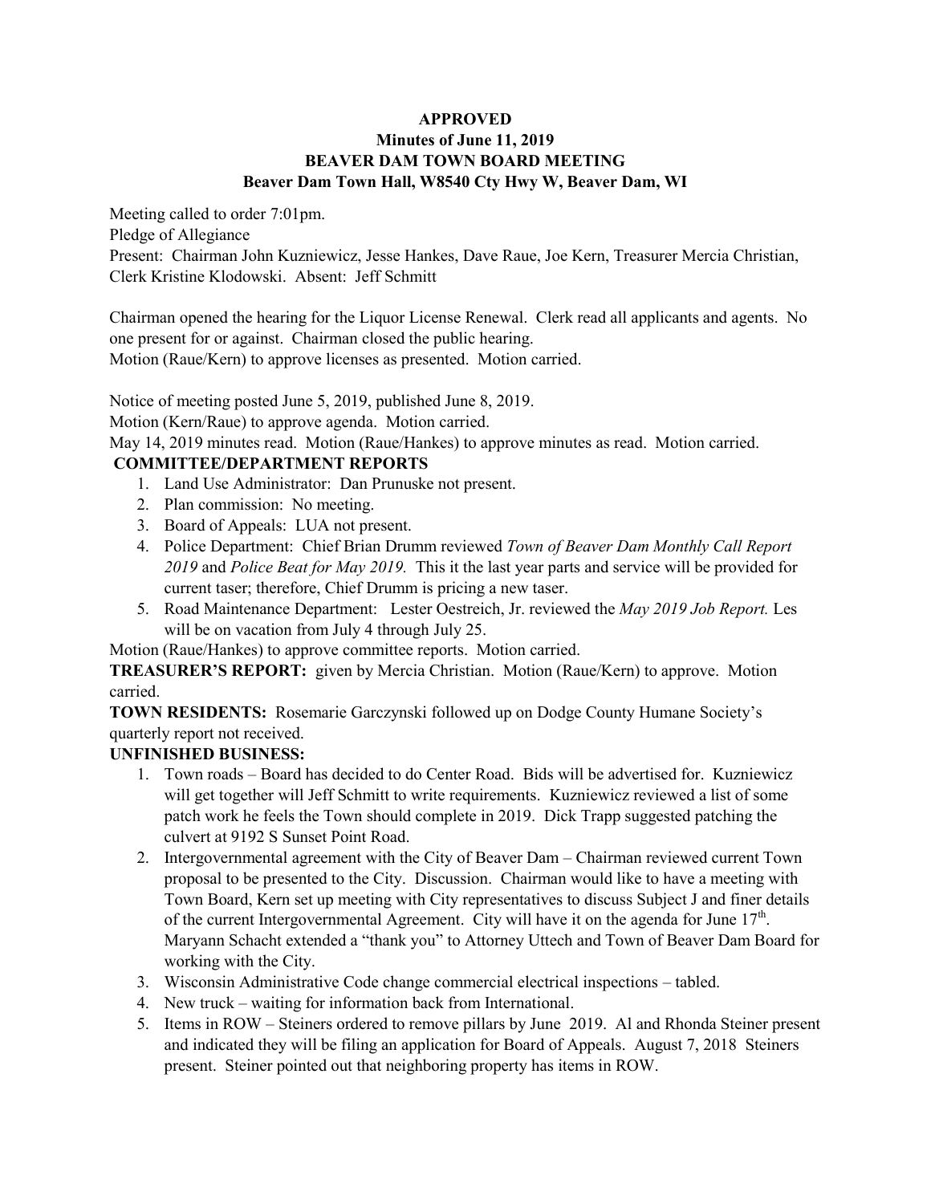**APPROVED**
**Minutes of June 11, 2019**
**BEAVER DAM TOWN BOARD MEETING**
**Beaver Dam Town Hall, W8540 Cty Hwy W, Beaver Dam, WI**

Meeting called to order 7:01pm.
Pledge of Allegiance
Present: Chairman John Kuzniewicz, Jesse Hankes, Dave Raue, Joe Kern, Treasurer Mercia Christian, Clerk Kristine Klodowski. Absent: Jeff Schmitt

Chairman opened the hearing for the Liquor License Renewal. Clerk read all applicants and agents. No one present for or against. Chairman closed the public hearing.
Motion (Raue/Kern) to approve licenses as presented. Motion carried.

Notice of meeting posted June 5, 2019, published June 8, 2019.
Motion (Kern/Raue) to approve agenda. Motion carried.
May 14, 2019 minutes read. Motion (Raue/Hankes) to approve minutes as read. Motion carried.

**COMMITTEE/DEPARTMENT REPORTS**

1. Land Use Administrator: Dan Prunuske not present.
2. Plan commission: No meeting.
3. Board of Appeals: LUA not present.
4. Police Department: Chief Brian Drumm reviewed *Town of Beaver Dam Monthly Call Report 2019* and *Police Beat for May 2019.* This it the last year parts and service will be provided for current taser; therefore, Chief Drumm is pricing a new taser.
5. Road Maintenance Department: Lester Oestreich, Jr. reviewed the *May 2019 Job Report.* Les will be on vacation from July 4 through July 25.

Motion (Raue/Hankes) to approve committee reports. Motion carried.

**TREASURER'S REPORT:** given by Mercia Christian. Motion (Raue/Kern) to approve. Motion carried.

**TOWN RESIDENTS:** Rosemarie Garczynski followed up on Dodge County Humane Society's quarterly report not received.

**UNFINISHED BUSINESS:**

1. Town roads – Board has decided to do Center Road. Bids will be advertised for. Kuzniewicz will get together will Jeff Schmitt to write requirements. Kuzniewicz reviewed a list of some patch work he feels the Town should complete in 2019. Dick Trapp suggested patching the culvert at 9192 S Sunset Point Road.
2. Intergovernmental agreement with the City of Beaver Dam – Chairman reviewed current Town proposal to be presented to the City. Discussion. Chairman would like to have a meeting with Town Board, Kern set up meeting with City representatives to discuss Subject J and finer details of the current Intergovernmental Agreement. City will have it on the agenda for June 17th. Maryann Schacht extended a "thank you" to Attorney Uttech and Town of Beaver Dam Board for working with the City.
3. Wisconsin Administrative Code change commercial electrical inspections – tabled.
4. New truck – waiting for information back from International.
5. Items in ROW – Steiners ordered to remove pillars by June 2019. Al and Rhonda Steiner present and indicated they will be filing an application for Board of Appeals. August 7, 2018 Steiners present. Steiner pointed out that neighboring property has items in ROW.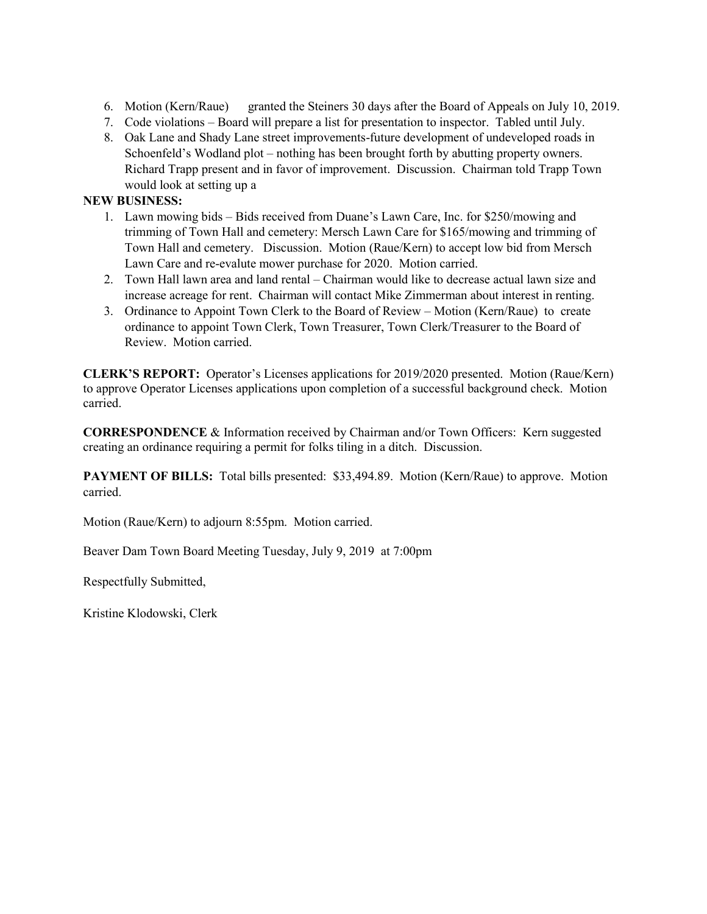6. Motion (Kern/Raue) granted the Steiners 30 days after the Board of Appeals on July 10, 2019.
7. Code violations – Board will prepare a list for presentation to inspector. Tabled until July.
8. Oak Lane and Shady Lane street improvements-future development of undeveloped roads in Schoenfeld's Wodland plot – nothing has been brought forth by abutting property owners. Richard Trapp present and in favor of improvement. Discussion. Chairman told Trapp Town would look at setting up a

**NEW BUSINESS:**

1. Lawn mowing bids – Bids received from Duane's Lawn Care, Inc. for $250/mowing and trimming of Town Hall and cemetery: Mersch Lawn Care for $165/mowing and trimming of Town Hall and cemetery. Discussion. Motion (Raue/Kern) to accept low bid from Mersch Lawn Care and re-evalute mower purchase for 2020. Motion carried.
2. Town Hall lawn area and land rental – Chairman would like to decrease actual lawn size and increase acreage for rent. Chairman will contact Mike Zimmerman about interest in renting.
3. Ordinance to Appoint Town Clerk to the Board of Review – Motion (Kern/Raue) to create ordinance to appoint Town Clerk, Town Treasurer, Town Clerk/Treasurer to the Board of Review. Motion carried.

**CLERK'S REPORT:** Operator's Licenses applications for 2019/2020 presented. Motion (Raue/Kern) to approve Operator Licenses applications upon completion of a successful background check. Motion carried.

**CORRESPONDENCE** & Information received by Chairman and/or Town Officers: Kern suggested creating an ordinance requiring a permit for folks tiling in a ditch. Discussion.

**PAYMENT OF BILLS:** Total bills presented: $33,494.89. Motion (Kern/Raue) to approve. Motion carried.

Motion (Raue/Kern) to adjourn 8:55pm. Motion carried.

Beaver Dam Town Board Meeting Tuesday, July 9, 2019 at 7:00pm

Respectfully Submitted,

Kristine Klodowski, Clerk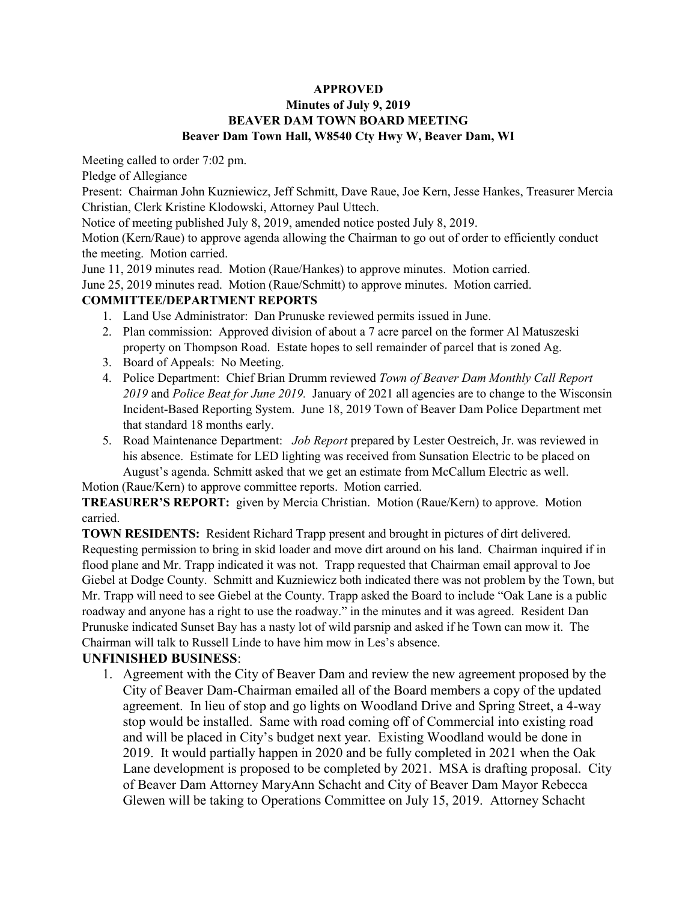**APPROVED**
**Minutes of July 9, 2019**
**BEAVER DAM TOWN BOARD MEETING**
**Beaver Dam Town Hall, W8540 Cty Hwy W, Beaver Dam, WI**

Meeting called to order 7:02 pm.

Pledge of Allegiance

Present: Chairman John Kuzniewicz, Jeff Schmitt, Dave Raue, Joe Kern, Jesse Hankes, Treasurer Mercia Christian, Clerk Kristine Klodowski, Attorney Paul Uttech.

Notice of meeting published July 8, 2019, amended notice posted July 8, 2019.

Motion (Kern/Raue) to approve agenda allowing the Chairman to go out of order to efficiently conduct the meeting. Motion carried.

June 11, 2019 minutes read. Motion (Raue/Hankes) to approve minutes. Motion carried.

June 25, 2019 minutes read. Motion (Raue/Schmitt) to approve minutes. Motion carried.

**COMMITTEE/DEPARTMENT REPORTS**

1. Land Use Administrator: Dan Prunuske reviewed permits issued in June.
2. Plan commission: Approved division of about a 7 acre parcel on the former Al Matuszeski property on Thompson Road. Estate hopes to sell remainder of parcel that is zoned Ag.
3. Board of Appeals: No Meeting.
4. Police Department: Chief Brian Drumm reviewed *Town of Beaver Dam Monthly Call Report 2019* and *Police Beat for June 2019.* January of 2021 all agencies are to change to the Wisconsin Incident-Based Reporting System. June 18, 2019 Town of Beaver Dam Police Department met that standard 18 months early.
5. Road Maintenance Department: *Job Report* prepared by Lester Oestreich, Jr. was reviewed in his absence. Estimate for LED lighting was received from Sunsation Electric to be placed on August's agenda. Schmitt asked that we get an estimate from McCallum Electric as well.

Motion (Raue/Kern) to approve committee reports. Motion carried.

**TREASURER'S REPORT:** given by Mercia Christian. Motion (Raue/Kern) to approve. Motion carried.

**TOWN RESIDENTS:** Resident Richard Trapp present and brought in pictures of dirt delivered. Requesting permission to bring in skid loader and move dirt around on his land. Chairman inquired if in flood plane and Mr. Trapp indicated it was not. Trapp requested that Chairman email approval to Joe Giebel at Dodge County. Schmitt and Kuzniewicz both indicated there was not problem by the Town, but Mr. Trapp will need to see Giebel at the County. Trapp asked the Board to include "Oak Lane is a public roadway and anyone has a right to use the roadway." in the minutes and it was agreed. Resident Dan Prunuske indicated Sunset Bay has a nasty lot of wild parsnip and asked if he Town can mow it. The Chairman will talk to Russell Linde to have him mow in Les's absence.

**UNFINISHED BUSINESS**:

1. Agreement with the City of Beaver Dam and review the new agreement proposed by the City of Beaver Dam-Chairman emailed all of the Board members a copy of the updated agreement. In lieu of stop and go lights on Woodland Drive and Spring Street, a 4-way stop would be installed. Same with road coming off of Commercial into existing road and will be placed in City's budget next year. Existing Woodland would be done in 2019. It would partially happen in 2020 and be fully completed in 2021 when the Oak Lane development is proposed to be completed by 2021. MSA is drafting proposal. City of Beaver Dam Attorney MaryAnn Schacht and City of Beaver Dam Mayor Rebecca Glewen will be taking to Operations Committee on July 15, 2019. Attorney Schacht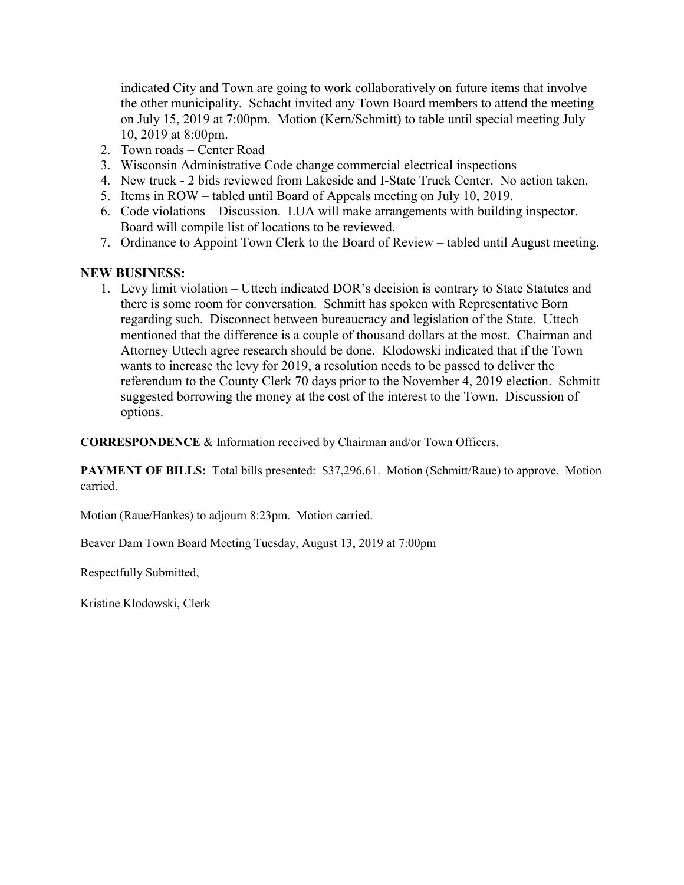indicated City and Town are going to work collaboratively on future items that involve the other municipality. Schacht invited any Town Board members to attend the meeting on July 15, 2019 at 7:00pm. Motion (Kern/Schmitt) to table until special meeting July 10, 2019 at 8:00pm.

2. Town roads – Center Road
3. Wisconsin Administrative Code change commercial electrical inspections
4. New truck - 2 bids reviewed from Lakeside and I-State Truck Center. No action taken.
5. Items in ROW – tabled until Board of Appeals meeting on July 10, 2019.
6. Code violations – Discussion. LUA will make arrangements with building inspector. Board will compile list of locations to be reviewed.
7. Ordinance to Appoint Town Clerk to the Board of Review – tabled until August meeting.

**NEW BUSINESS:**

1. Levy limit violation – Uttech indicated DOR's decision is contrary to State Statutes and there is some room for conversation. Schmitt has spoken with Representative Born regarding such. Disconnect between bureaucracy and legislation of the State. Uttech mentioned that the difference is a couple of thousand dollars at the most. Chairman and Attorney Uttech agree research should be done. Klodowski indicated that if the Town wants to increase the levy for 2019, a resolution needs to be passed to deliver the referendum to the County Clerk 70 days prior to the November 4, 2019 election. Schmitt suggested borrowing the money at the cost of the interest to the Town. Discussion of options.

**CORRESPONDENCE** & Information received by Chairman and/or Town Officers.

**PAYMENT OF BILLS:** Total bills presented: $37,296.61. Motion (Schmitt/Raue) to approve. Motion carried.

Motion (Raue/Hankes) to adjourn 8:23pm. Motion carried.

Beaver Dam Town Board Meeting Tuesday, August 13, 2019 at 7:00pm

Respectfully Submitted,

Kristine Klodowski, Clerk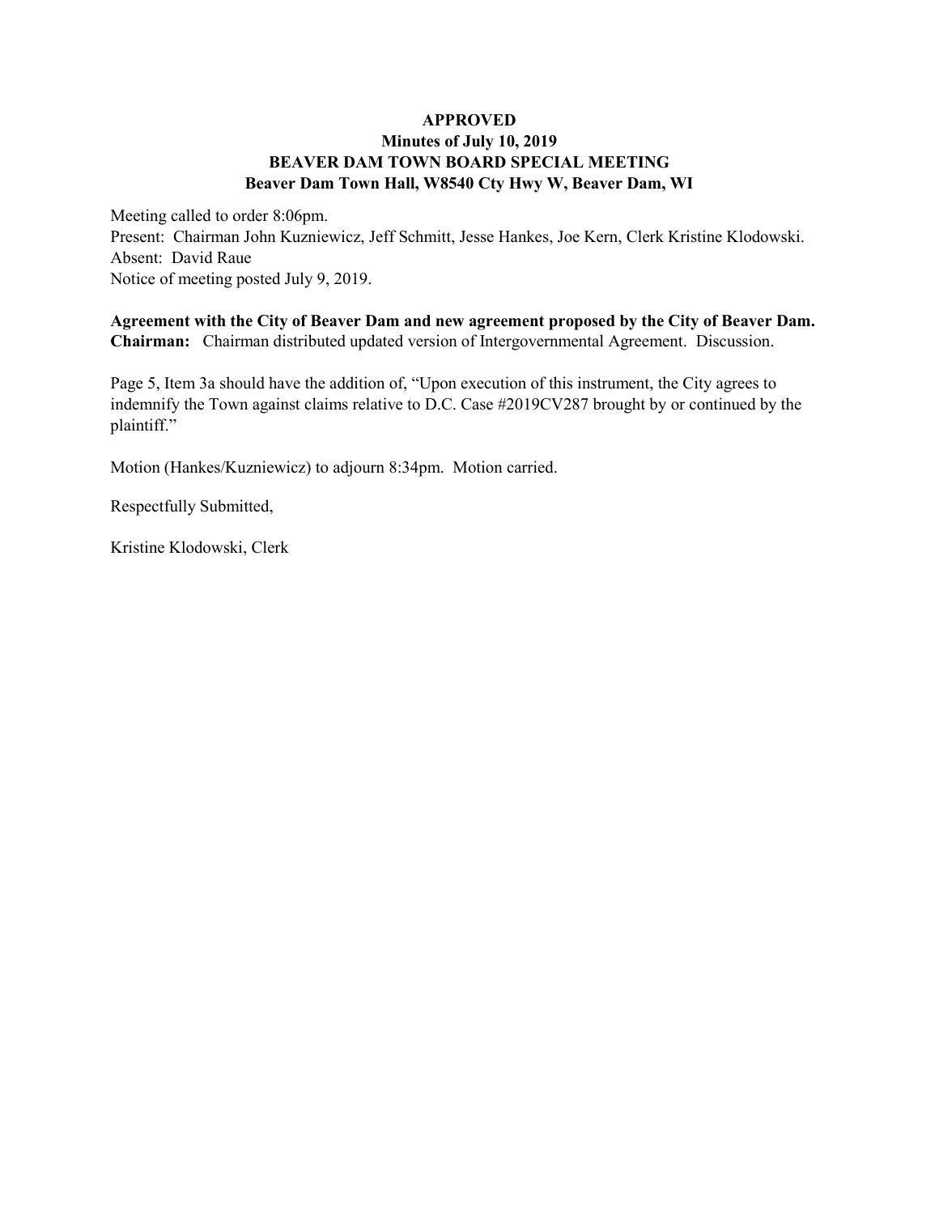**APPROVED**
**Minutes of July 10, 2019**
**BEAVER DAM TOWN BOARD SPECIAL MEETING**
**Beaver Dam Town Hall, W8540 Cty Hwy W, Beaver Dam, WI**

Meeting called to order 8:06pm.
Present: Chairman John Kuzniewicz, Jeff Schmitt, Jesse Hankes, Joe Kern, Clerk Kristine Klodowski.
Absent: David Raue
Notice of meeting posted July 9, 2019.

**Agreement with the City of Beaver Dam and new agreement proposed by the City of Beaver Dam.**
**Chairman:** Chairman distributed updated version of Intergovernmental Agreement. Discussion.

Page 5, Item 3a should have the addition of, "Upon execution of this instrument, the City agrees to indemnify the Town against claims relative to D.C. Case #2019CV287 brought by or continued by the plaintiff."

Motion (Hankes/Kuzniewicz) to adjourn 8:34pm. Motion carried.

Respectfully Submitted,

Kristine Klodowski, Clerk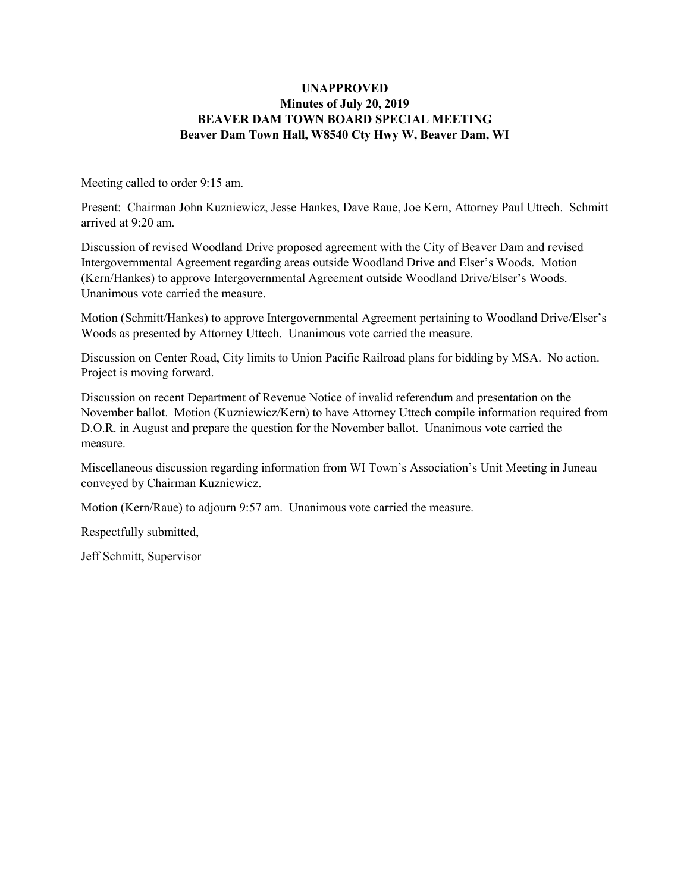**UNAPPROVED**
**Minutes of July 20, 2019**
**BEAVER DAM TOWN BOARD SPECIAL MEETING**
**Beaver Dam Town Hall, W8540 Cty Hwy W, Beaver Dam, WI**

Meeting called to order 9:15 am.

Present: Chairman John Kuzniewicz, Jesse Hankes, Dave Raue, Joe Kern, Attorney Paul Uttech. Schmitt arrived at 9:20 am.

Discussion of revised Woodland Drive proposed agreement with the City of Beaver Dam and revised Intergovernmental Agreement regarding areas outside Woodland Drive and Elser's Woods. Motion (Kern/Hankes) to approve Intergovernmental Agreement outside Woodland Drive/Elser's Woods. Unanimous vote carried the measure.

Motion (Schmitt/Hankes) to approve Intergovernmental Agreement pertaining to Woodland Drive/Elser's Woods as presented by Attorney Uttech. Unanimous vote carried the measure.

Discussion on Center Road, City limits to Union Pacific Railroad plans for bidding by MSA. No action. Project is moving forward.

Discussion on recent Department of Revenue Notice of invalid referendum and presentation on the November ballot. Motion (Kuzniewicz/Kern) to have Attorney Uttech compile information required from D.O.R. in August and prepare the question for the November ballot. Unanimous vote carried the measure.

Miscellaneous discussion regarding information from WI Town's Association's Unit Meeting in Juneau conveyed by Chairman Kuzniewicz.

Motion (Kern/Raue) to adjourn 9:57 am. Unanimous vote carried the measure.

Respectfully submitted,

Jeff Schmitt, Supervisor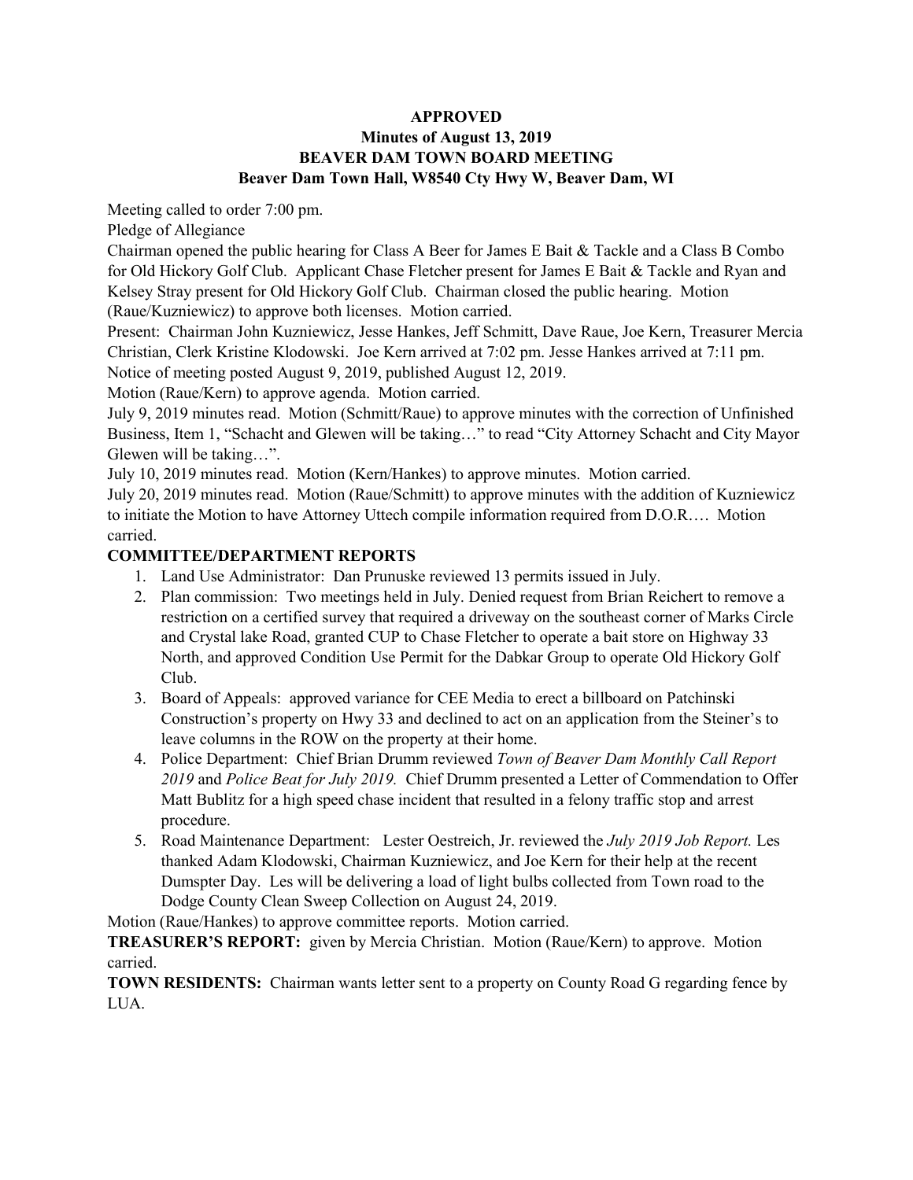**APPROVED**
**Minutes of August 13, 2019**
**BEAVER DAM TOWN BOARD MEETING**
**Beaver Dam Town Hall, W8540 Cty Hwy W, Beaver Dam, WI**

Meeting called to order 7:00 pm.

Pledge of Allegiance

Chairman opened the public hearing for Class A Beer for James E Bait & Tackle and a Class B Combo for Old Hickory Golf Club. Applicant Chase Fletcher present for James E Bait & Tackle and Ryan and Kelsey Stray present for Old Hickory Golf Club. Chairman closed the public hearing. Motion (Raue/Kuzniewicz) to approve both licenses. Motion carried.

Present: Chairman John Kuzniewicz, Jesse Hankes, Jeff Schmitt, Dave Raue, Joe Kern, Treasurer Mercia Christian, Clerk Kristine Klodowski. Joe Kern arrived at 7:02 pm. Jesse Hankes arrived at 7:11 pm.

Notice of meeting posted August 9, 2019, published August 12, 2019.

Motion (Raue/Kern) to approve agenda. Motion carried.

July 9, 2019 minutes read. Motion (Schmitt/Raue) to approve minutes with the correction of Unfinished Business, Item 1, "Schacht and Glewen will be taking…" to read "City Attorney Schacht and City Mayor Glewen will be taking…".

July 10, 2019 minutes read. Motion (Kern/Hankes) to approve minutes. Motion carried.

July 20, 2019 minutes read. Motion (Raue/Schmitt) to approve minutes with the addition of Kuzniewicz to initiate the Motion to have Attorney Uttech compile information required from D.O.R…. Motion carried.

**COMMITTEE/DEPARTMENT REPORTS**

1. Land Use Administrator: Dan Prunuske reviewed 13 permits issued in July.
2. Plan commission: Two meetings held in July. Denied request from Brian Reichert to remove a restriction on a certified survey that required a driveway on the southeast corner of Marks Circle and Crystal lake Road, granted CUP to Chase Fletcher to operate a bait store on Highway 33 North, and approved Condition Use Permit for the Dabkar Group to operate Old Hickory Golf Club.
3. Board of Appeals: approved variance for CEE Media to erect a billboard on Patchinski Construction's property on Hwy 33 and declined to act on an application from the Steiner's to leave columns in the ROW on the property at their home.
4. Police Department: Chief Brian Drumm reviewed *Town of Beaver Dam Monthly Call Report 2019* and *Police Beat for July 2019.* Chief Drumm presented a Letter of Commendation to Offer Matt Bublitz for a high speed chase incident that resulted in a felony traffic stop and arrest procedure.
5. Road Maintenance Department: Lester Oestreich, Jr. reviewed the *July 2019 Job Report.* Les thanked Adam Klodowski, Chairman Kuzniewicz, and Joe Kern for their help at the recent Dumspter Day. Les will be delivering a load of light bulbs collected from Town road to the Dodge County Clean Sweep Collection on August 24, 2019.

Motion (Raue/Hankes) to approve committee reports. Motion carried.

**TREASURER'S REPORT:** given by Mercia Christian. Motion (Raue/Kern) to approve. Motion carried.

**TOWN RESIDENTS:** Chairman wants letter sent to a property on County Road G regarding fence by LUA.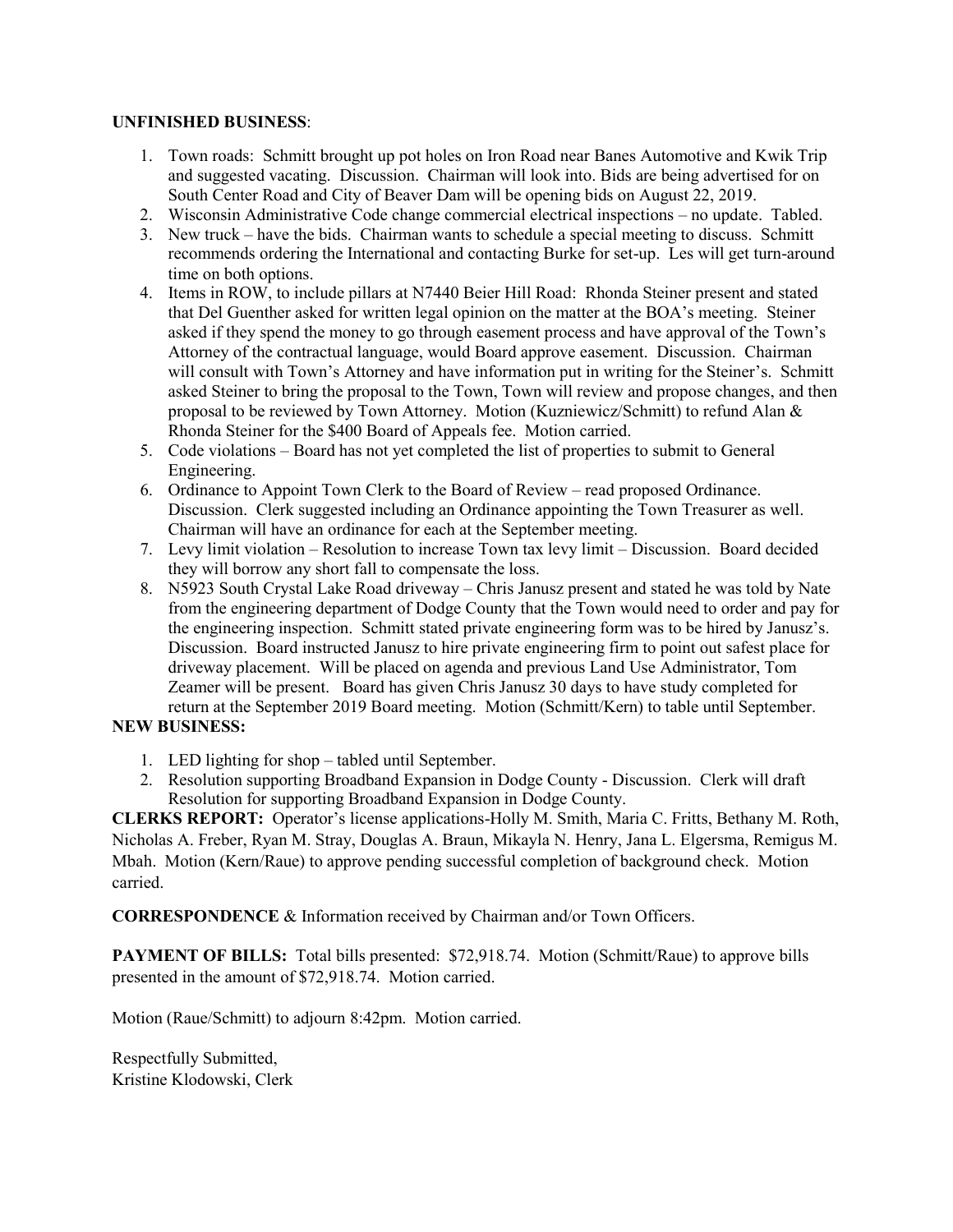**UNFINISHED BUSINESS**:

1. Town roads: Schmitt brought up pot holes on Iron Road near Banes Automotive and Kwik Trip and suggested vacating. Discussion. Chairman will look into. Bids are being advertised for on South Center Road and City of Beaver Dam will be opening bids on August 22, 2019.
2. Wisconsin Administrative Code change commercial electrical inspections – no update. Tabled.
3. New truck – have the bids. Chairman wants to schedule a special meeting to discuss. Schmitt recommends ordering the International and contacting Burke for set-up. Les will get turn-around time on both options.
4. Items in ROW, to include pillars at N7440 Beier Hill Road: Rhonda Steiner present and stated that Del Guenther asked for written legal opinion on the matter at the BOA's meeting. Steiner asked if they spend the money to go through easement process and have approval of the Town's Attorney of the contractual language, would Board approve easement. Discussion. Chairman will consult with Town's Attorney and have information put in writing for the Steiner's. Schmitt asked Steiner to bring the proposal to the Town, Town will review and propose changes, and then proposal to be reviewed by Town Attorney. Motion (Kuzniewicz/Schmitt) to refund Alan & Rhonda Steiner for the $400 Board of Appeals fee. Motion carried.
5. Code violations – Board has not yet completed the list of properties to submit to General Engineering.
6. Ordinance to Appoint Town Clerk to the Board of Review – read proposed Ordinance. Discussion. Clerk suggested including an Ordinance appointing the Town Treasurer as well. Chairman will have an ordinance for each at the September meeting.
7. Levy limit violation – Resolution to increase Town tax levy limit – Discussion. Board decided they will borrow any short fall to compensate the loss.
8. N5923 South Crystal Lake Road driveway – Chris Janusz present and stated he was told by Nate from the engineering department of Dodge County that the Town would need to order and pay for the engineering inspection. Schmitt stated private engineering form was to be hired by Janusz's. Discussion. Board instructed Janusz to hire private engineering firm to point out safest place for driveway placement. Will be placed on agenda and previous Land Use Administrator, Tom Zeamer will be present. Board has given Chris Janusz 30 days to have study completed for return at the September 2019 Board meeting. Motion (Schmitt/Kern) to table until September.

**NEW BUSINESS:**

1. LED lighting for shop – tabled until September.
2. Resolution supporting Broadband Expansion in Dodge County - Discussion. Clerk will draft Resolution for supporting Broadband Expansion in Dodge County.

**CLERKS REPORT:** Operator's license applications-Holly M. Smith, Maria C. Fritts, Bethany M. Roth, Nicholas A. Freber, Ryan M. Stray, Douglas A. Braun, Mikayla N. Henry, Jana L. Elgersma, Remigus M. Mbah. Motion (Kern/Raue) to approve pending successful completion of background check. Motion carried.

**CORRESPONDENCE** & Information received by Chairman and/or Town Officers.

**PAYMENT OF BILLS:** Total bills presented: $72,918.74. Motion (Schmitt/Raue) to approve bills presented in the amount of $72,918.74. Motion carried.

Motion (Raue/Schmitt) to adjourn 8:42pm. Motion carried.

Respectfully Submitted,
Kristine Klodowski, Clerk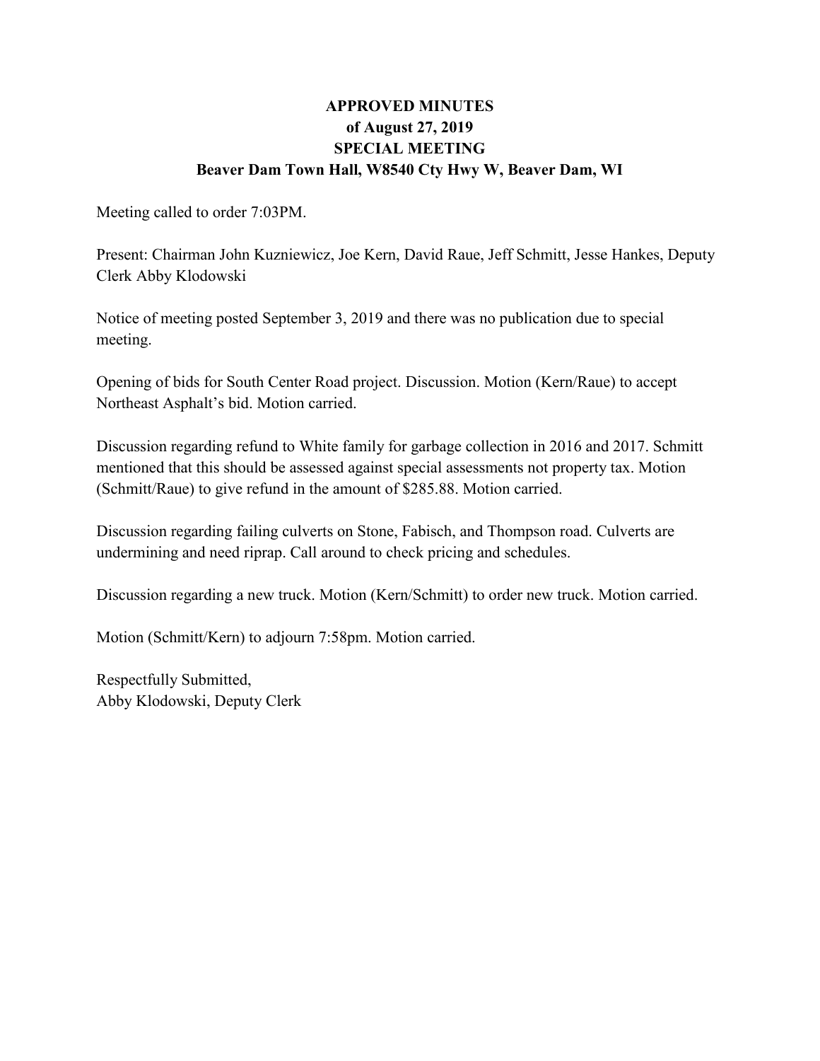**APPROVED MINUTES**
**of August 27, 2019**
**SPECIAL MEETING**
**Beaver Dam Town Hall, W8540 Cty Hwy W, Beaver Dam, WI**

Meeting called to order 7:03PM.

Present: Chairman John Kuzniewicz, Joe Kern, David Raue, Jeff Schmitt, Jesse Hankes, Deputy Clerk Abby Klodowski

Notice of meeting posted September 3, 2019 and there was no publication due to special meeting.

Opening of bids for South Center Road project. Discussion. Motion (Kern/Raue) to accept Northeast Asphalt's bid. Motion carried.

Discussion regarding refund to White family for garbage collection in 2016 and 2017. Schmitt mentioned that this should be assessed against special assessments not property tax. Motion (Schmitt/Raue) to give refund in the amount of $285.88. Motion carried.

Discussion regarding failing culverts on Stone, Fabisch, and Thompson road. Culverts are undermining and need riprap. Call around to check pricing and schedules.

Discussion regarding a new truck. Motion (Kern/Schmitt) to order new truck. Motion carried.

Motion (Schmitt/Kern) to adjourn 7:58pm. Motion carried.

Respectfully Submitted,
Abby Klodowski, Deputy Clerk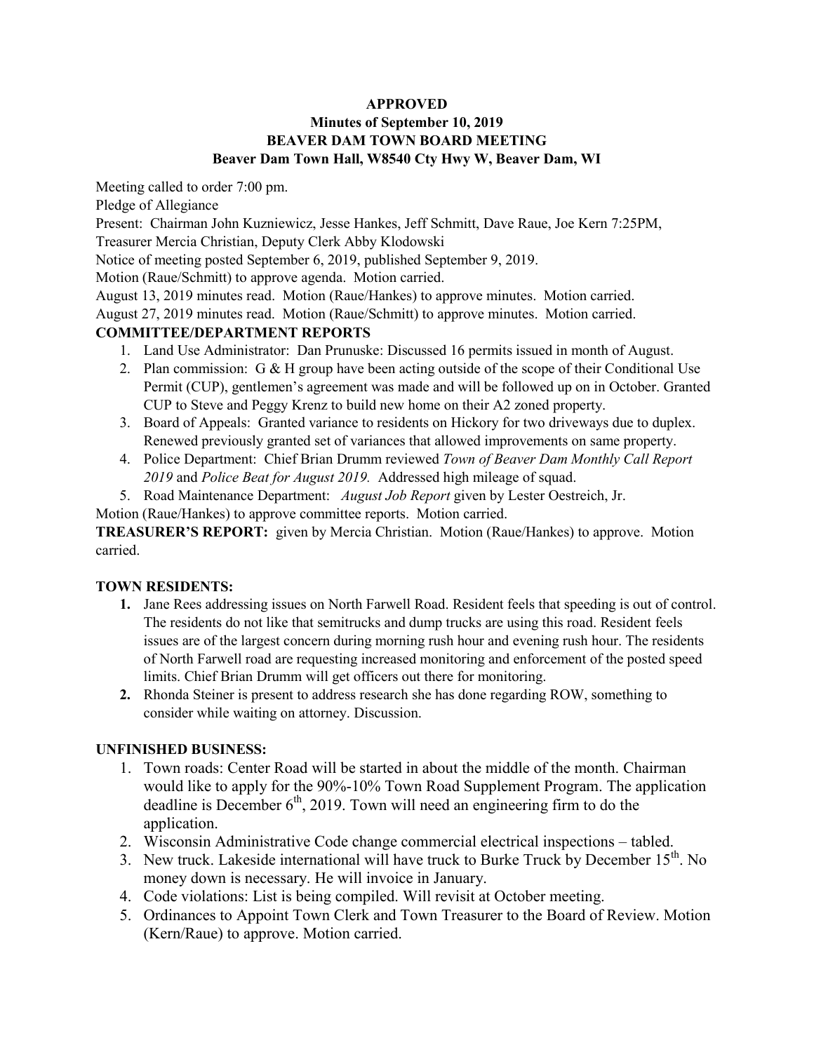**APPROVED**

**Minutes of September 10, 2019**

**BEAVER DAM TOWN BOARD MEETING**

**Beaver Dam Town Hall, W8540 Cty Hwy W, Beaver Dam, WI**

Meeting called to order 7:00 pm.

Pledge of Allegiance

Present: Chairman John Kuzniewicz, Jesse Hankes, Jeff Schmitt, Dave Raue, Joe Kern 7:25PM, Treasurer Mercia Christian, Deputy Clerk Abby Klodowski

Notice of meeting posted September 6, 2019, published September 9, 2019.

Motion (Raue/Schmitt) to approve agenda. Motion carried.

August 13, 2019 minutes read. Motion (Raue/Hankes) to approve minutes. Motion carried.

August 27, 2019 minutes read. Motion (Raue/Schmitt) to approve minutes. Motion carried.

**COMMITTEE/DEPARTMENT REPORTS**

1. Land Use Administrator: Dan Prunuske: Discussed 16 permits issued in month of August.
2. Plan commission: G & H group have been acting outside of the scope of their Conditional Use Permit (CUP), gentlemen's agreement was made and will be followed up on in October. Granted CUP to Steve and Peggy Krenz to build new home on their A2 zoned property.
3. Board of Appeals: Granted variance to residents on Hickory for two driveways due to duplex. Renewed previously granted set of variances that allowed improvements on same property.
4. Police Department: Chief Brian Drumm reviewed *Town of Beaver Dam Monthly Call Report 2019* and *Police Beat for August 2019.* Addressed high mileage of squad.
5. Road Maintenance Department: *August Job Report* given by Lester Oestreich, Jr.

Motion (Raue/Hankes) to approve committee reports. Motion carried.

**TREASURER'S REPORT:** given by Mercia Christian. Motion (Raue/Hankes) to approve. Motion carried.

**TOWN RESIDENTS:**

1. Jane Rees addressing issues on North Farwell Road. Resident feels that speeding is out of control. The residents do not like that semitrucks and dump trucks are using this road. Resident feels issues are of the largest concern during morning rush hour and evening rush hour. The residents of North Farwell road are requesting increased monitoring and enforcement of the posted speed limits. Chief Brian Drumm will get officers out there for monitoring.
2. Rhonda Steiner is present to address research she has done regarding ROW, something to consider while waiting on attorney. Discussion.

**UNFINISHED BUSINESS:**

1. Town roads: Center Road will be started in about the middle of the month. Chairman would like to apply for the 90%-10% Town Road Supplement Program. The application deadline is December 6th, 2019. Town will need an engineering firm to do the application.
2. Wisconsin Administrative Code change commercial electrical inspections – tabled.
3. New truck. Lakeside international will have truck to Burke Truck by December 15th. No money down is necessary. He will invoice in January.
4. Code violations: List is being compiled. Will revisit at October meeting.
5. Ordinances to Appoint Town Clerk and Town Treasurer to the Board of Review. Motion (Kern/Raue) to approve. Motion carried.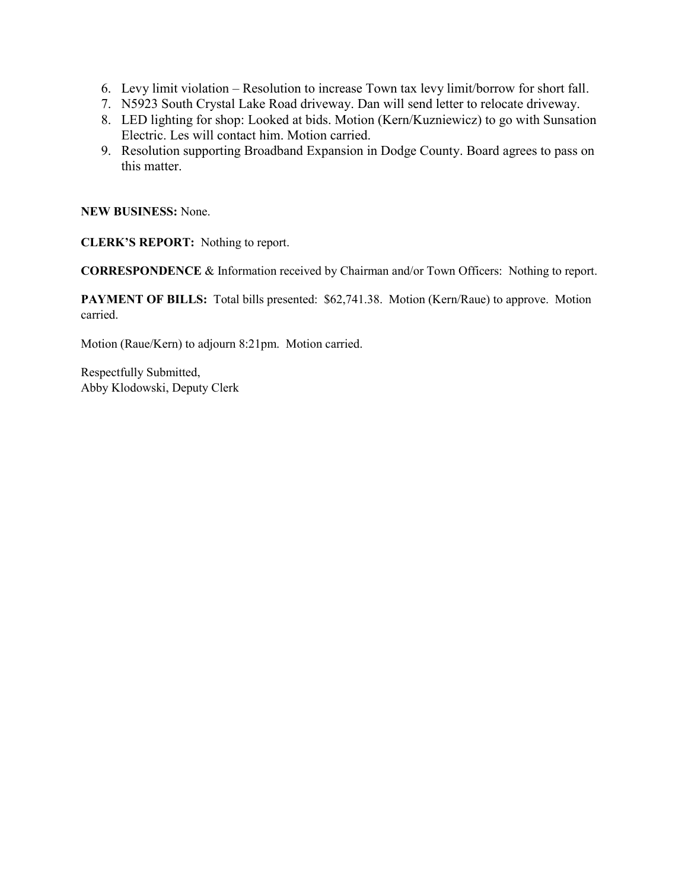6. Levy limit violation – Resolution to increase Town tax levy limit/borrow for short fall.
7. N5923 South Crystal Lake Road driveway. Dan will send letter to relocate driveway.
8. LED lighting for shop: Looked at bids. Motion (Kern/Kuzniewicz) to go with Sunsation Electric. Les will contact him. Motion carried.
9. Resolution supporting Broadband Expansion in Dodge County. Board agrees to pass on this matter.

**NEW BUSINESS:** None.

**CLERK'S REPORT:** Nothing to report.

**CORRESPONDENCE** & Information received by Chairman and/or Town Officers: Nothing to report.

**PAYMENT OF BILLS:** Total bills presented: $62,741.38. Motion (Kern/Raue) to approve. Motion carried.

Motion (Raue/Kern) to adjourn 8:21pm. Motion carried.

Respectfully Submitted,
Abby Klodowski, Deputy Clerk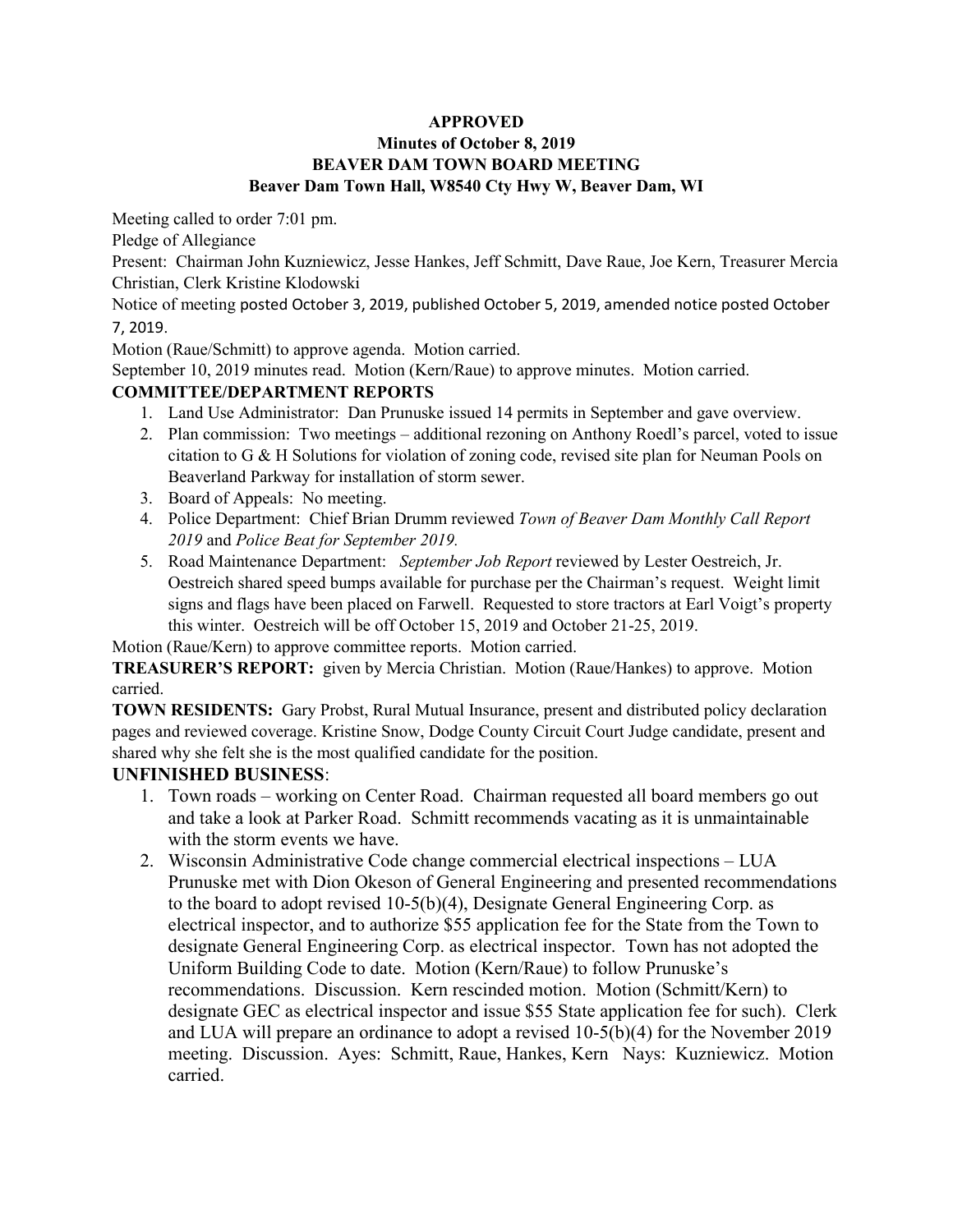**APPROVED**
**Minutes of October 8, 2019**
**BEAVER DAM TOWN BOARD MEETING**
**Beaver Dam Town Hall, W8540 Cty Hwy W, Beaver Dam, WI**

Meeting called to order 7:01 pm.

Pledge of Allegiance

Present: Chairman John Kuzniewicz, Jesse Hankes, Jeff Schmitt, Dave Raue, Joe Kern, Treasurer Mercia Christian, Clerk Kristine Klodowski

Notice of meeting posted October 3, 2019, published October 5, 2019, amended notice posted October 7, 2019.

Motion (Raue/Schmitt) to approve agenda. Motion carried.

September 10, 2019 minutes read. Motion (Kern/Raue) to approve minutes. Motion carried.

**COMMITTEE/DEPARTMENT REPORTS**

1. Land Use Administrator: Dan Prunuske issued 14 permits in September and gave overview.
2. Plan commission: Two meetings – additional rezoning on Anthony Roedl's parcel, voted to issue citation to G & H Solutions for violation of zoning code, revised site plan for Neuman Pools on Beaverland Parkway for installation of storm sewer.
3. Board of Appeals: No meeting.
4. Police Department: Chief Brian Drumm reviewed *Town of Beaver Dam Monthly Call Report 2019* and *Police Beat for September 2019.*
5. Road Maintenance Department: *September Job Report* reviewed by Lester Oestreich, Jr. Oestreich shared speed bumps available for purchase per the Chairman's request. Weight limit signs and flags have been placed on Farwell. Requested to store tractors at Earl Voigt's property this winter. Oestreich will be off October 15, 2019 and October 21-25, 2019.

Motion (Raue/Kern) to approve committee reports. Motion carried.

**TREASURER'S REPORT:** given by Mercia Christian. Motion (Raue/Hankes) to approve. Motion carried.

**TOWN RESIDENTS:** Gary Probst, Rural Mutual Insurance, present and distributed policy declaration pages and reviewed coverage. Kristine Snow, Dodge County Circuit Court Judge candidate, present and shared why she felt she is the most qualified candidate for the position.

**UNFINISHED BUSINESS**:

1. Town roads – working on Center Road. Chairman requested all board members go out and take a look at Parker Road. Schmitt recommends vacating as it is unmaintainable with the storm events we have.
2. Wisconsin Administrative Code change commercial electrical inspections – LUA Prunuske met with Dion Okeson of General Engineering and presented recommendations to the board to adopt revised 10-5(b)(4), Designate General Engineering Corp. as electrical inspector, and to authorize $55 application fee for the State from the Town to designate General Engineering Corp. as electrical inspector. Town has not adopted the Uniform Building Code to date. Motion (Kern/Raue) to follow Prunuske's recommendations. Discussion. Kern rescinded motion. Motion (Schmitt/Kern) to designate GEC as electrical inspector and issue $55 State application fee for such). Clerk and LUA will prepare an ordinance to adopt a revised 10-5(b)(4) for the November 2019 meeting. Discussion. Ayes: Schmitt, Raue, Hankes, Kern Nays: Kuzniewicz. Motion carried.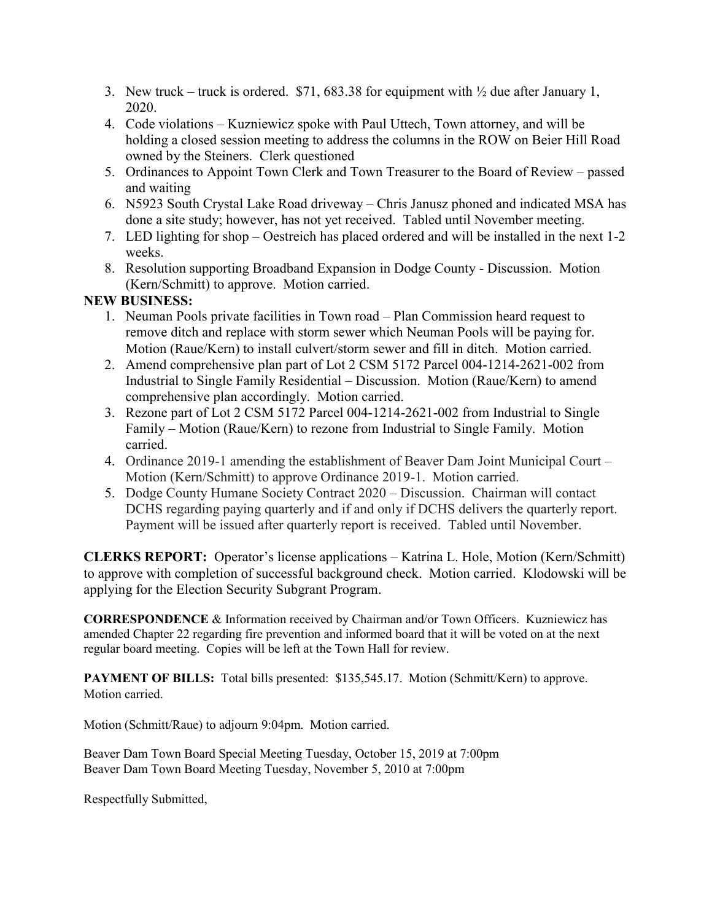3. New truck – truck is ordered. $71, 683.38 for equipment with ½ due after January 1, 2020.
4. Code violations – Kuzniewicz spoke with Paul Uttech, Town attorney, and will be holding a closed session meeting to address the columns in the ROW on Beier Hill Road owned by the Steiners. Clerk questioned
5. Ordinances to Appoint Town Clerk and Town Treasurer to the Board of Review – passed and waiting
6. N5923 South Crystal Lake Road driveway – Chris Janusz phoned and indicated MSA has done a site study; however, has not yet received. Tabled until November meeting.
7. LED lighting for shop – Oestreich has placed ordered and will be installed in the next 1-2 weeks.
8. Resolution supporting Broadband Expansion in Dodge County - Discussion. Motion (Kern/Schmitt) to approve. Motion carried.

**NEW BUSINESS:**

1. Neuman Pools private facilities in Town road – Plan Commission heard request to remove ditch and replace with storm sewer which Neuman Pools will be paying for. Motion (Raue/Kern) to install culvert/storm sewer and fill in ditch. Motion carried.
2. Amend comprehensive plan part of Lot 2 CSM 5172 Parcel 004-1214-2621-002 from Industrial to Single Family Residential – Discussion. Motion (Raue/Kern) to amend comprehensive plan accordingly. Motion carried.
3. Rezone part of Lot 2 CSM 5172 Parcel 004-1214-2621-002 from Industrial to Single Family – Motion (Raue/Kern) to rezone from Industrial to Single Family. Motion carried.
4. Ordinance 2019-1 amending the establishment of Beaver Dam Joint Municipal Court – Motion (Kern/Schmitt) to approve Ordinance 2019-1. Motion carried.
5. Dodge County Humane Society Contract 2020 – Discussion. Chairman will contact DCHS regarding paying quarterly and if and only if DCHS delivers the quarterly report. Payment will be issued after quarterly report is received. Tabled until November.

**CLERKS REPORT:** Operator's license applications – Katrina L. Hole, Motion (Kern/Schmitt) to approve with completion of successful background check. Motion carried. Klodowski will be applying for the Election Security Subgrant Program.

**CORRESPONDENCE** & Information received by Chairman and/or Town Officers. Kuzniewicz has amended Chapter 22 regarding fire prevention and informed board that it will be voted on at the next regular board meeting. Copies will be left at the Town Hall for review.

**PAYMENT OF BILLS:** Total bills presented: $135,545.17. Motion (Schmitt/Kern) to approve. Motion carried.

Motion (Schmitt/Raue) to adjourn 9:04pm. Motion carried.

Beaver Dam Town Board Special Meeting Tuesday, October 15, 2019 at 7:00pm
Beaver Dam Town Board Meeting Tuesday, November 5, 2010 at 7:00pm

Respectfully Submitted,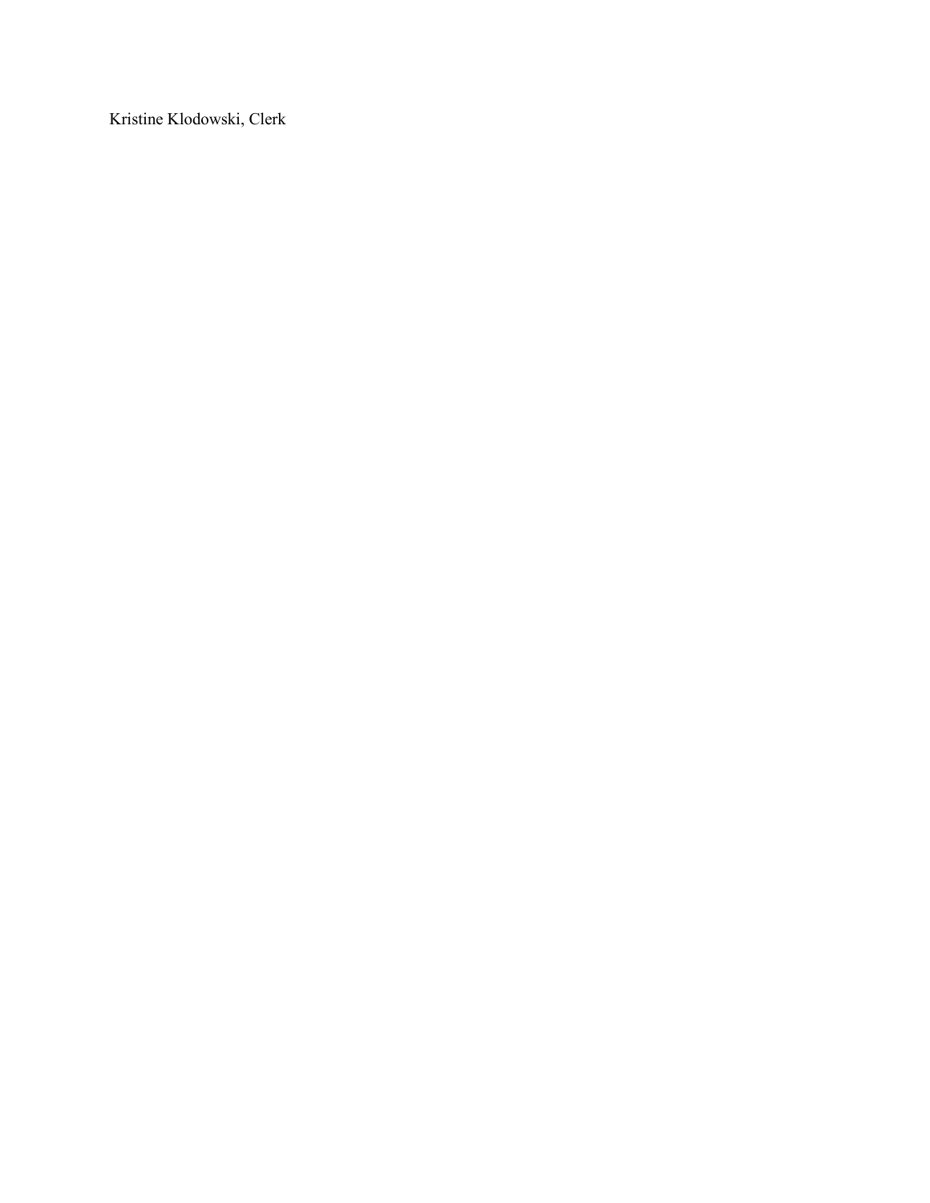Kristine Klodowski, Clerk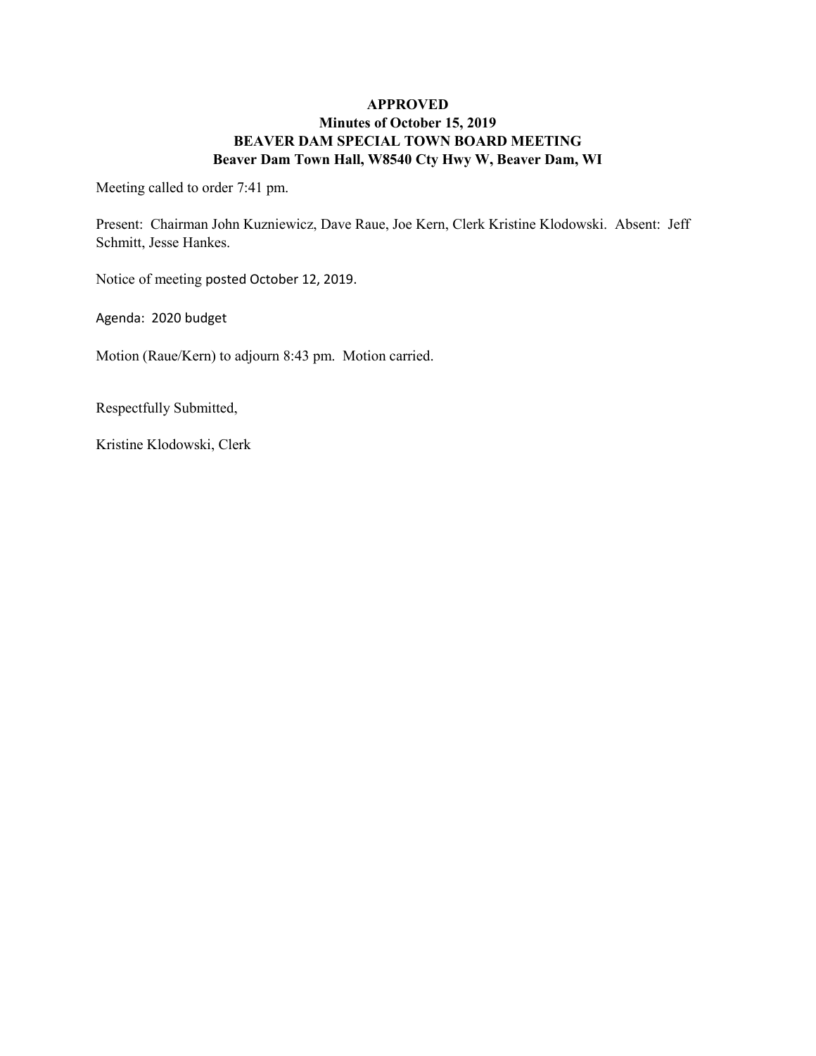**APPROVED**
**Minutes of October 15, 2019**
**BEAVER DAM SPECIAL TOWN BOARD MEETING**
**Beaver Dam Town Hall, W8540 Cty Hwy W, Beaver Dam, WI**

Meeting called to order 7:41 pm.

Present: Chairman John Kuzniewicz, Dave Raue, Joe Kern, Clerk Kristine Klodowski. Absent: Jeff Schmitt, Jesse Hankes.

Notice of meeting posted October 12, 2019.

Agenda: 2020 budget

Motion (Raue/Kern) to adjourn 8:43 pm. Motion carried.

Respectfully Submitted,

Kristine Klodowski, Clerk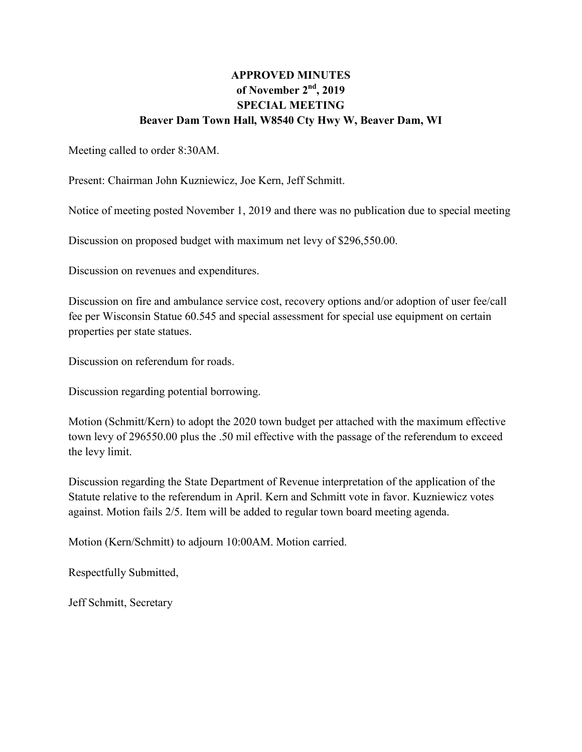**APPROVED MINUTES**
**of November 2nd, 2019**
**SPECIAL MEETING**
**Beaver Dam Town Hall, W8540 Cty Hwy W, Beaver Dam, WI**

Meeting called to order 8:30AM.

Present: Chairman John Kuzniewicz, Joe Kern, Jeff Schmitt.

Notice of meeting posted November 1, 2019 and there was no publication due to special meeting

Discussion on proposed budget with maximum net levy of $296,550.00.

Discussion on revenues and expenditures.

Discussion on fire and ambulance service cost, recovery options and/or adoption of user fee/call fee per Wisconsin Statue 60.545 and special assessment for special use equipment on certain properties per state statues.

Discussion on referendum for roads.

Discussion regarding potential borrowing.

Motion (Schmitt/Kern) to adopt the 2020 town budget per attached with the maximum effective town levy of 296550.00 plus the .50 mil effective with the passage of the referendum to exceed the levy limit.

Discussion regarding the State Department of Revenue interpretation of the application of the Statute relative to the referendum in April. Kern and Schmitt vote in favor. Kuzniewicz votes against. Motion fails 2/5. Item will be added to regular town board meeting agenda.

Motion (Kern/Schmitt) to adjourn 10:00AM. Motion carried.

Respectfully Submitted,

Jeff Schmitt, Secretary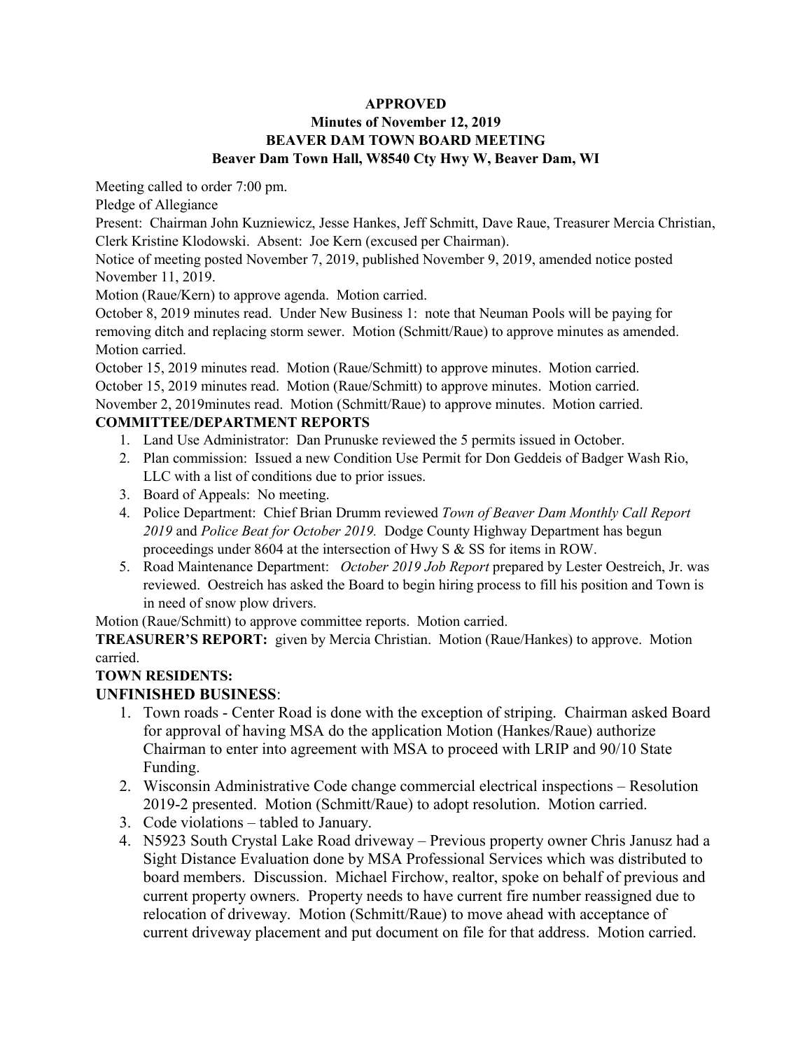**APPROVED**
**Minutes of November 12, 2019**
**BEAVER DAM TOWN BOARD MEETING**
**Beaver Dam Town Hall, W8540 Cty Hwy W, Beaver Dam, WI**

Meeting called to order 7:00 pm.

Pledge of Allegiance

Present: Chairman John Kuzniewicz, Jesse Hankes, Jeff Schmitt, Dave Raue, Treasurer Mercia Christian, Clerk Kristine Klodowski. Absent: Joe Kern (excused per Chairman).

Notice of meeting posted November 7, 2019, published November 9, 2019, amended notice posted November 11, 2019.

Motion (Raue/Kern) to approve agenda. Motion carried.

October 8, 2019 minutes read. Under New Business 1: note that Neuman Pools will be paying for removing ditch and replacing storm sewer. Motion (Schmitt/Raue) to approve minutes as amended. Motion carried.

October 15, 2019 minutes read. Motion (Raue/Schmitt) to approve minutes. Motion carried.

October 15, 2019 minutes read. Motion (Raue/Schmitt) to approve minutes. Motion carried.

November 2, 2019minutes read. Motion (Schmitt/Raue) to approve minutes. Motion carried.

**COMMITTEE/DEPARTMENT REPORTS**

1. Land Use Administrator: Dan Prunuske reviewed the 5 permits issued in October.
2. Plan commission: Issued a new Condition Use Permit for Don Geddeis of Badger Wash Rio, LLC with a list of conditions due to prior issues.
3. Board of Appeals: No meeting.
4. Police Department: Chief Brian Drumm reviewed *Town of Beaver Dam Monthly Call Report 2019* and *Police Beat for October 2019.* Dodge County Highway Department has begun proceedings under 8604 at the intersection of Hwy S & SS for items in ROW.
5. Road Maintenance Department: *October 2019 Job Report* prepared by Lester Oestreich, Jr. was reviewed. Oestreich has asked the Board to begin hiring process to fill his position and Town is in need of snow plow drivers.

Motion (Raue/Schmitt) to approve committee reports. Motion carried.

**TREASURER'S REPORT:** given by Mercia Christian. Motion (Raue/Hankes) to approve. Motion carried.

**TOWN RESIDENTS:**

**UNFINISHED BUSINESS**:

1. Town roads - Center Road is done with the exception of striping. Chairman asked Board for approval of having MSA do the application Motion (Hankes/Raue) authorize Chairman to enter into agreement with MSA to proceed with LRIP and 90/10 State Funding.
2. Wisconsin Administrative Code change commercial electrical inspections – Resolution 2019-2 presented. Motion (Schmitt/Raue) to adopt resolution. Motion carried.
3. Code violations – tabled to January.
4. N5923 South Crystal Lake Road driveway – Previous property owner Chris Janusz had a Sight Distance Evaluation done by MSA Professional Services which was distributed to board members. Discussion. Michael Firchow, realtor, spoke on behalf of previous and current property owners. Property needs to have current fire number reassigned due to relocation of driveway. Motion (Schmitt/Raue) to move ahead with acceptance of current driveway placement and put document on file for that address. Motion carried.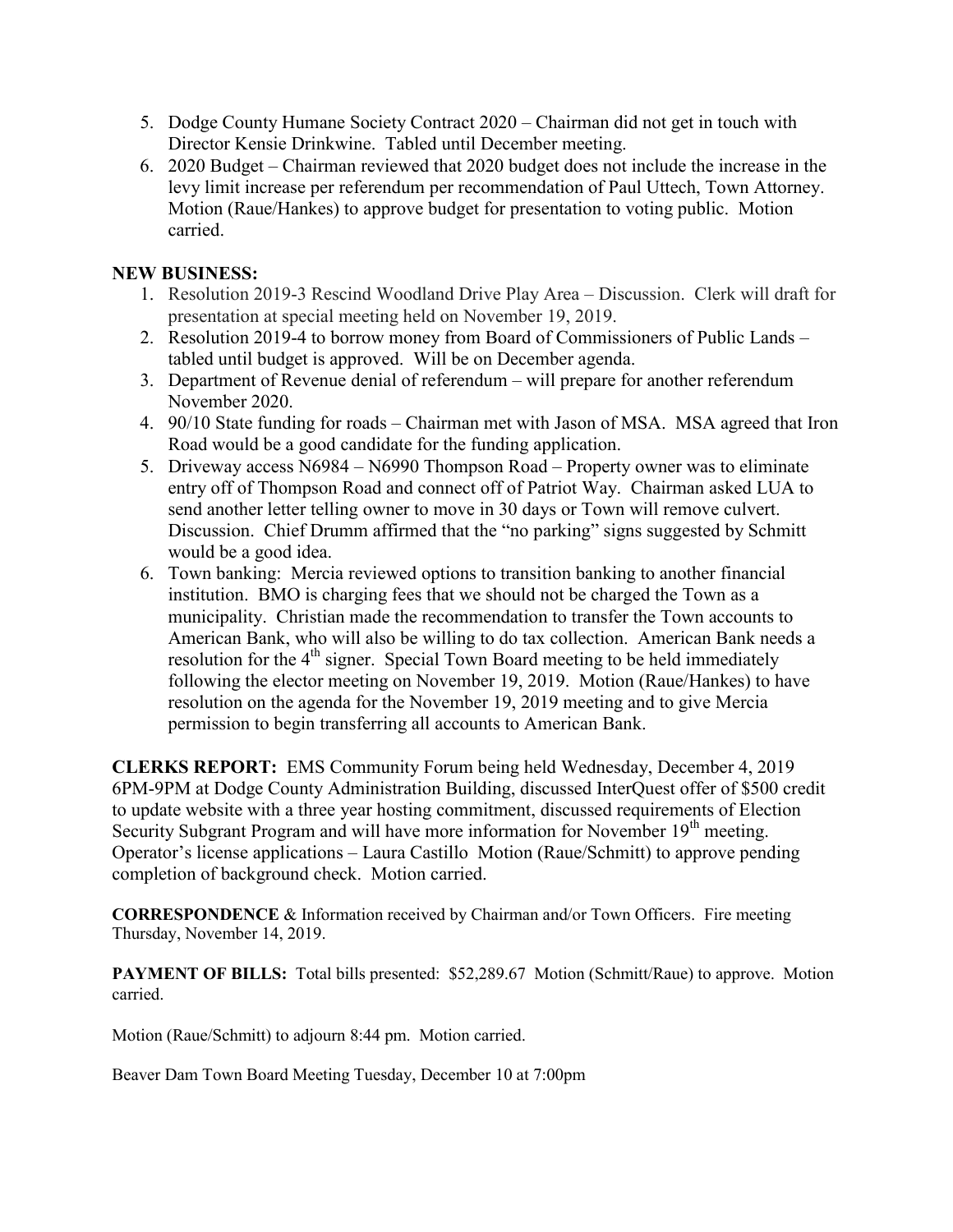5. Dodge County Humane Society Contract 2020 – Chairman did not get in touch with Director Kensie Drinkwine. Tabled until December meeting.
6. 2020 Budget – Chairman reviewed that 2020 budget does not include the increase in the levy limit increase per referendum per recommendation of Paul Uttech, Town Attorney. Motion (Raue/Hankes) to approve budget for presentation to voting public. Motion carried.

**NEW BUSINESS:**

1. Resolution 2019-3 Rescind Woodland Drive Play Area – Discussion. Clerk will draft for presentation at special meeting held on November 19, 2019.
2. Resolution 2019-4 to borrow money from Board of Commissioners of Public Lands – tabled until budget is approved. Will be on December agenda.
3. Department of Revenue denial of referendum – will prepare for another referendum November 2020.
4. 90/10 State funding for roads – Chairman met with Jason of MSA. MSA agreed that Iron Road would be a good candidate for the funding application.
5. Driveway access N6984 – N6990 Thompson Road – Property owner was to eliminate entry off of Thompson Road and connect off of Patriot Way. Chairman asked LUA to send another letter telling owner to move in 30 days or Town will remove culvert. Discussion. Chief Drumm affirmed that the "no parking" signs suggested by Schmitt would be a good idea.
6. Town banking: Mercia reviewed options to transition banking to another financial institution. BMO is charging fees that we should not be charged the Town as a municipality. Christian made the recommendation to transfer the Town accounts to American Bank, who will also be willing to do tax collection. American Bank needs a resolution for the 4th signer. Special Town Board meeting to be held immediately following the elector meeting on November 19, 2019. Motion (Raue/Hankes) to have resolution on the agenda for the November 19, 2019 meeting and to give Mercia permission to begin transferring all accounts to American Bank.

**CLERKS REPORT:** EMS Community Forum being held Wednesday, December 4, 2019 6PM-9PM at Dodge County Administration Building, discussed InterQuest offer of $500 credit to update website with a three year hosting commitment, discussed requirements of Election Security Subgrant Program and will have more information for November 19th meeting. Operator's license applications – Laura Castillo Motion (Raue/Schmitt) to approve pending completion of background check. Motion carried.

**CORRESPONDENCE** & Information received by Chairman and/or Town Officers. Fire meeting Thursday, November 14, 2019.

**PAYMENT OF BILLS:** Total bills presented: $52,289.67 Motion (Schmitt/Raue) to approve. Motion carried.

Motion (Raue/Schmitt) to adjourn 8:44 pm. Motion carried.

Beaver Dam Town Board Meeting Tuesday, December 10 at 7:00pm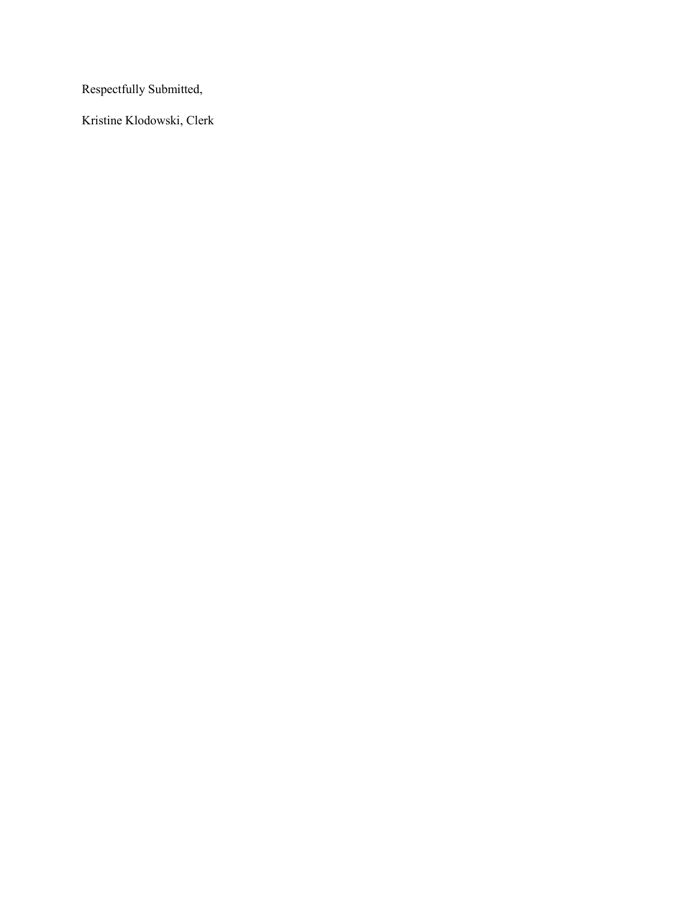Respectfully Submitted,

Kristine Klodowski, Clerk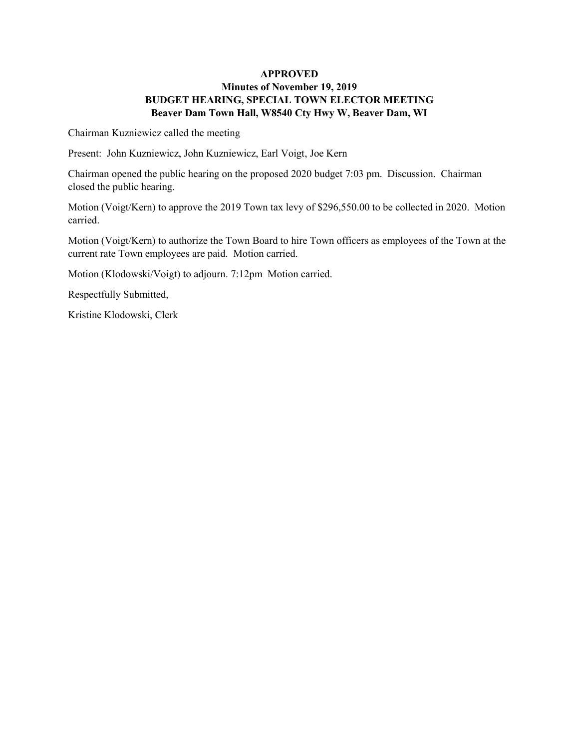**APPROVED**
**Minutes of November 19, 2019**
**BUDGET HEARING, SPECIAL TOWN ELECTOR MEETING**
**Beaver Dam Town Hall, W8540 Cty Hwy W, Beaver Dam, WI**

Chairman Kuzniewicz called the meeting

Present: John Kuzniewicz, John Kuzniewicz, Earl Voigt, Joe Kern

Chairman opened the public hearing on the proposed 2020 budget 7:03 pm. Discussion. Chairman closed the public hearing.

Motion (Voigt/Kern) to approve the 2019 Town tax levy of $296,550.00 to be collected in 2020. Motion carried.

Motion (Voigt/Kern) to authorize the Town Board to hire Town officers as employees of the Town at the current rate Town employees are paid. Motion carried.

Motion (Klodowski/Voigt) to adjourn. 7:12pm Motion carried.

Respectfully Submitted,

Kristine Klodowski, Clerk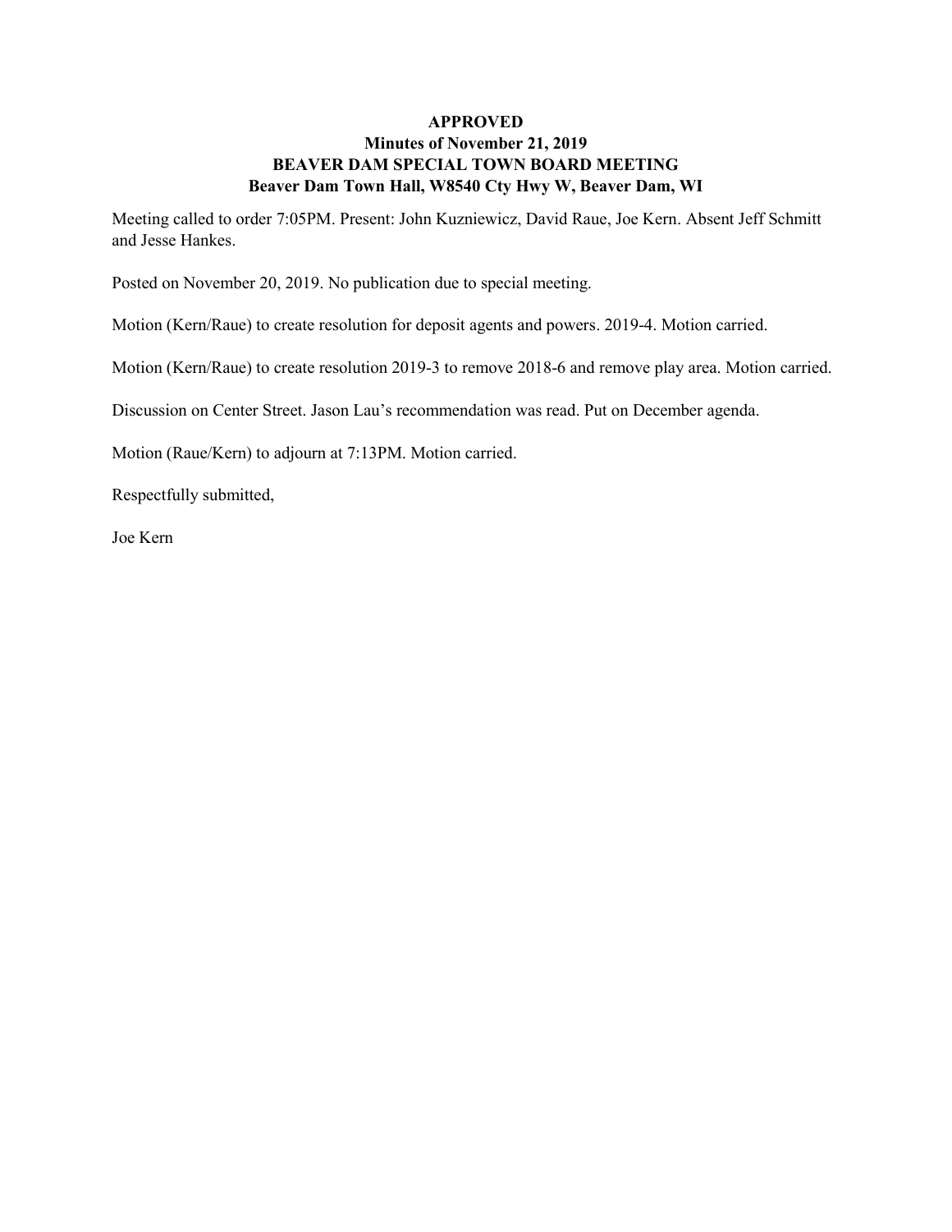**APPROVED**
**Minutes of November 21, 2019**
**BEAVER DAM SPECIAL TOWN BOARD MEETING**
**Beaver Dam Town Hall, W8540 Cty Hwy W, Beaver Dam, WI**

Meeting called to order 7:05PM. Present: John Kuzniewicz, David Raue, Joe Kern. Absent Jeff Schmitt and Jesse Hankes.

Posted on November 20, 2019. No publication due to special meeting.

Motion (Kern/Raue) to create resolution for deposit agents and powers. 2019-4. Motion carried.

Motion (Kern/Raue) to create resolution 2019-3 to remove 2018-6 and remove play area. Motion carried.

Discussion on Center Street. Jason Lau's recommendation was read. Put on December agenda.

Motion (Raue/Kern) to adjourn at 7:13PM. Motion carried.

Respectfully submitted,

Joe Kern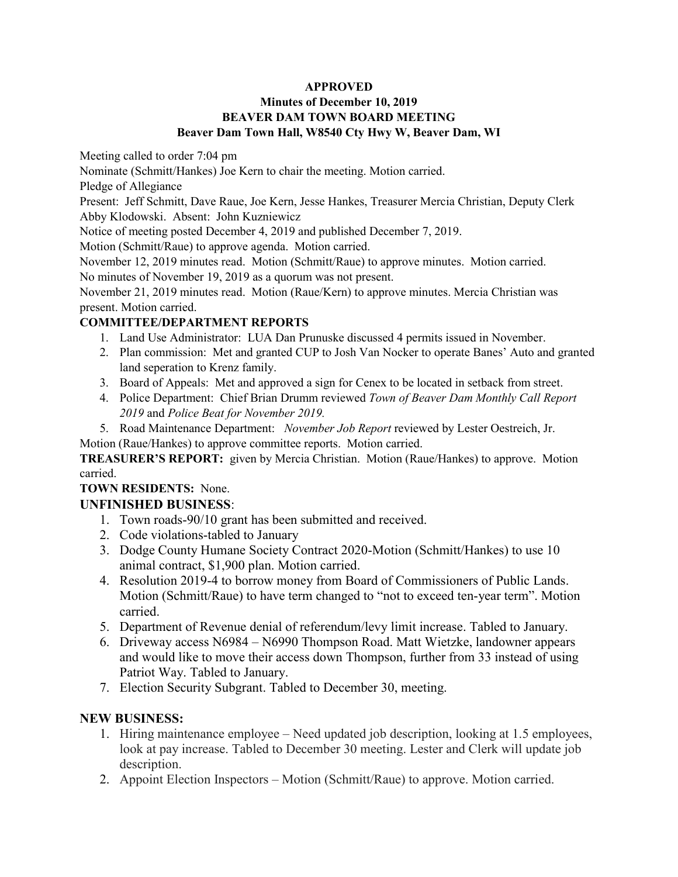**APPROVED**
**Minutes of December 10, 2019**
**BEAVER DAM TOWN BOARD MEETING**
**Beaver Dam Town Hall, W8540 Cty Hwy W, Beaver Dam, WI**

Meeting called to order 7:04 pm

Nominate (Schmitt/Hankes) Joe Kern to chair the meeting. Motion carried.

Pledge of Allegiance

Present: Jeff Schmitt, Dave Raue, Joe Kern, Jesse Hankes, Treasurer Mercia Christian, Deputy Clerk Abby Klodowski. Absent: John Kuzniewicz

Notice of meeting posted December 4, 2019 and published December 7, 2019.

Motion (Schmitt/Raue) to approve agenda. Motion carried.

November 12, 2019 minutes read. Motion (Schmitt/Raue) to approve minutes. Motion carried.

No minutes of November 19, 2019 as a quorum was not present.

November 21, 2019 minutes read. Motion (Raue/Kern) to approve minutes. Mercia Christian was present. Motion carried.

**COMMITTEE/DEPARTMENT REPORTS**

1. Land Use Administrator: LUA Dan Prunuske discussed 4 permits issued in November.
2. Plan commission: Met and granted CUP to Josh Van Nocker to operate Banes' Auto and granted land seperation to Krenz family.
3. Board of Appeals: Met and approved a sign for Cenex to be located in setback from street.
4. Police Department: Chief Brian Drumm reviewed *Town of Beaver Dam Monthly Call Report 2019* and *Police Beat for November 2019.*
5. Road Maintenance Department: *November Job Report* reviewed by Lester Oestreich, Jr.

Motion (Raue/Hankes) to approve committee reports. Motion carried.

**TREASURER'S REPORT:** given by Mercia Christian. Motion (Raue/Hankes) to approve. Motion carried.

**TOWN RESIDENTS:** None.

**UNFINISHED BUSINESS**:

1. Town roads-90/10 grant has been submitted and received.
2. Code violations-tabled to January
3. Dodge County Humane Society Contract 2020-Motion (Schmitt/Hankes) to use 10 animal contract, $1,900 plan. Motion carried.
4. Resolution 2019-4 to borrow money from Board of Commissioners of Public Lands. Motion (Schmitt/Raue) to have term changed to "not to exceed ten-year term". Motion carried.
5. Department of Revenue denial of referendum/levy limit increase. Tabled to January.
6. Driveway access N6984 – N6990 Thompson Road. Matt Wietzke, landowner appears and would like to move their access down Thompson, further from 33 instead of using Patriot Way. Tabled to January.
7. Election Security Subgrant. Tabled to December 30, meeting.

**NEW BUSINESS:**

1. Hiring maintenance employee – Need updated job description, looking at 1.5 employees, look at pay increase. Tabled to December 30 meeting. Lester and Clerk will update job description.
2. Appoint Election Inspectors – Motion (Schmitt/Raue) to approve. Motion carried.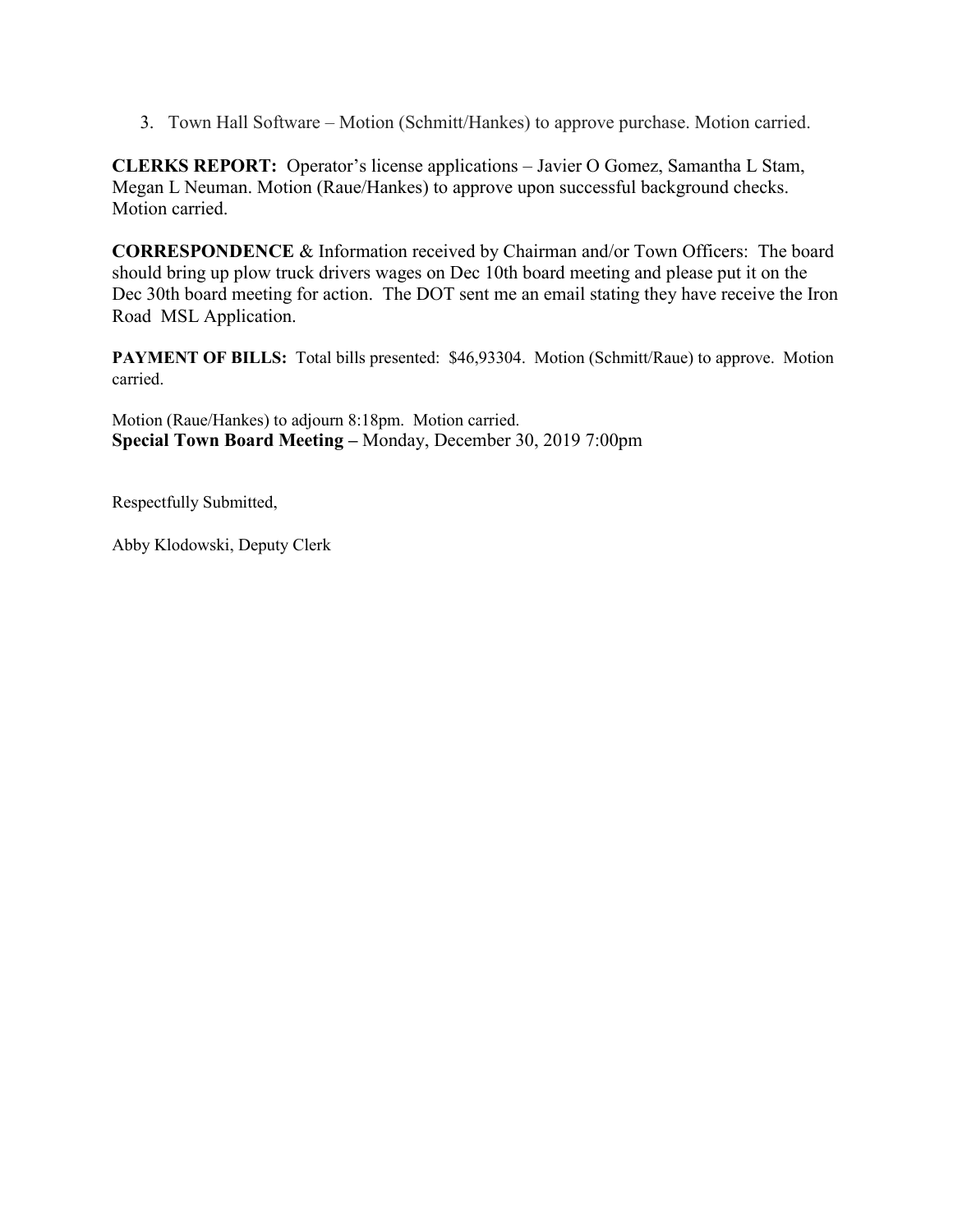3. Town Hall Software – Motion (Schmitt/Hankes) to approve purchase. Motion carried.

**CLERKS REPORT:** Operator's license applications – Javier O Gomez, Samantha L Stam, Megan L Neuman. Motion (Raue/Hankes) to approve upon successful background checks. Motion carried.

**CORRESPONDENCE** & Information received by Chairman and/or Town Officers: The board should bring up plow truck drivers wages on Dec 10th board meeting and please put it on the Dec 30th board meeting for action. The DOT sent me an email stating they have receive the Iron Road MSL Application.

**PAYMENT OF BILLS:** Total bills presented: $46,93304. Motion (Schmitt/Raue) to approve. Motion carried.

Motion (Raue/Hankes) to adjourn 8:18pm. Motion carried.
**Special Town Board Meeting –** Monday, December 30, 2019 7:00pm

Respectfully Submitted,

Abby Klodowski, Deputy Clerk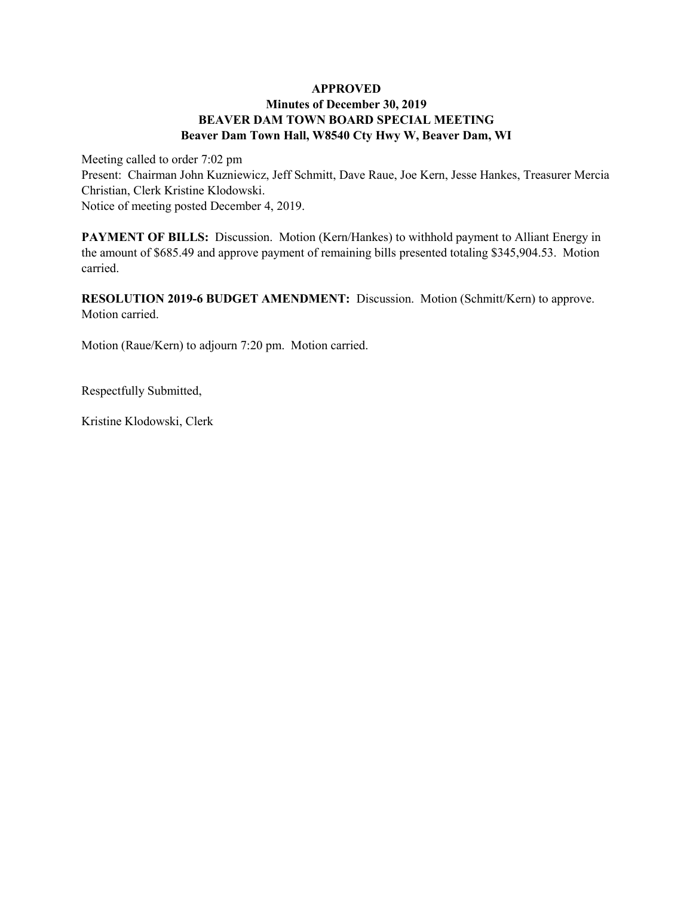**APPROVED**
**Minutes of December 30, 2019**
**BEAVER DAM TOWN BOARD SPECIAL MEETING**
**Beaver Dam Town Hall, W8540 Cty Hwy W, Beaver Dam, WI**

Meeting called to order 7:02 pm
Present: Chairman John Kuzniewicz, Jeff Schmitt, Dave Raue, Joe Kern, Jesse Hankes, Treasurer Mercia Christian, Clerk Kristine Klodowski.
Notice of meeting posted December 4, 2019.

**PAYMENT OF BILLS:** Discussion. Motion (Kern/Hankes) to withhold payment to Alliant Energy in the amount of $685.49 and approve payment of remaining bills presented totaling $345,904.53. Motion carried.

**RESOLUTION 2019-6 BUDGET AMENDMENT:** Discussion. Motion (Schmitt/Kern) to approve. Motion carried.

Motion (Raue/Kern) to adjourn 7:20 pm. Motion carried.

Respectfully Submitted,

Kristine Klodowski, Clerk